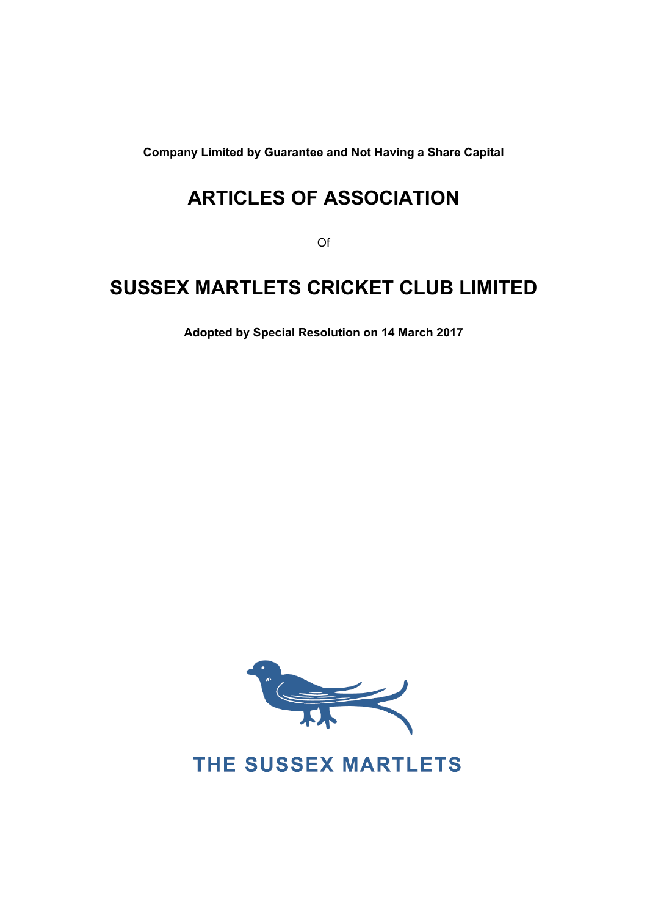**Company Limited by Guarantee and Not Having a Share Capital**

# ARTICLES OF ASSOCIATION

Of

# SUSSEX MARTLETS CRICKET CLUB LIMITED

**Adopted by Special Resolution on 14 March 2017**

THE SUSSEX MARTLETS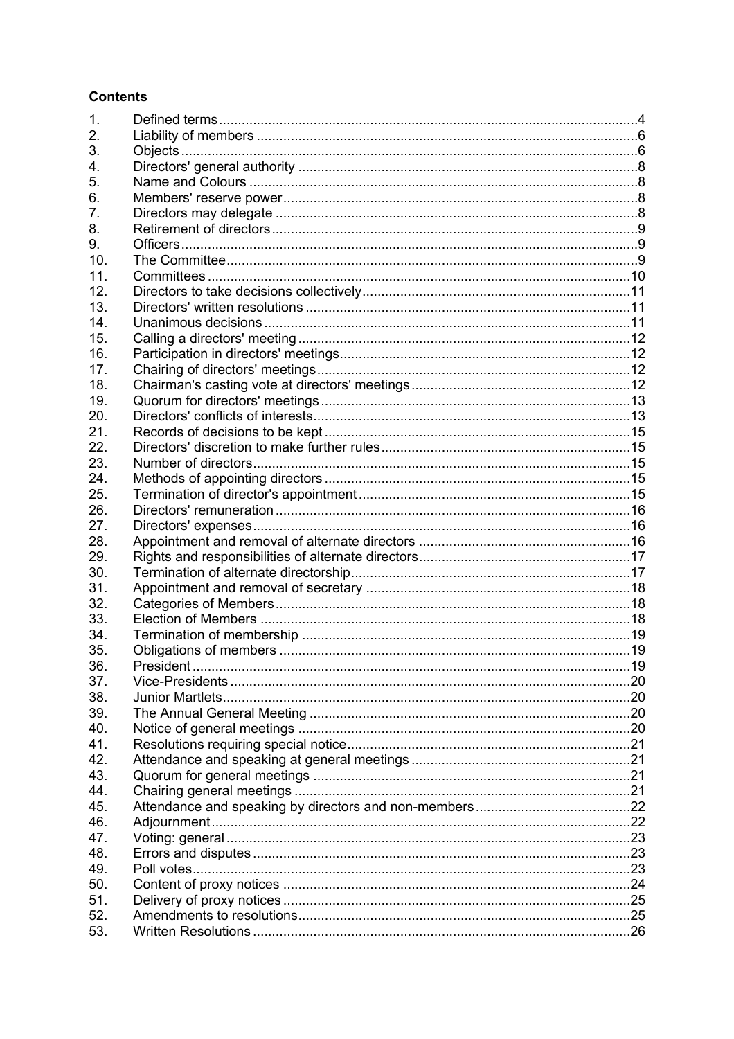**Contents**

| | | |
|---|---|---|
| 1. | Defined terms | 4 |
| 2. | Liability of members | 6 |
| 3. | Objects | 6 |
| 4. | Directors' general authority | 8 |
| 5. | Name and Colours | 8 |
| 6. | Members' reserve power | 8 |
| 7. | Directors may delegate | 8 |
| 8. | Retirement of directors | 9 |
| 9. | Officers | 9 |
| 10. | The Committee | 9 |
| 11. | Committees | 10 |
| 12. | Directors to take decisions collectively | 11 |
| 13. | Directors' written resolutions | 11 |
| 14. | Unanimous decisions | 11 |
| 15. | Calling a directors' meeting | 12 |
| 16. | Participation in directors' meetings | 12 |
| 17. | Chairing of directors' meetings | 12 |
| 18. | Chairman's casting vote at directors' meetings | 12 |
| 19. | Quorum for directors' meetings | 13 |
| 20. | Directors' conflicts of interests | 13 |
| 21. | Records of decisions to be kept | 15 |
| 22. | Directors' discretion to make further rules | 15 |
| 23. | Number of directors | 15 |
| 24. | Methods of appointing directors | 15 |
| 25. | Termination of director's appointment | 15 |
| 26. | Directors' remuneration | 16 |
| 27. | Directors' expenses | 16 |
| 28. | Appointment and removal of alternate directors | 16 |
| 29. | Rights and responsibilities of alternate directors | 17 |
| 30. | Termination of alternate directorship | 17 |
| 31. | Appointment and removal of secretary | 18 |
| 32. | Categories of Members | 18 |
| 33. | Election of Members | 18 |
| 34. | Termination of membership | 19 |
| 35. | Obligations of members | 19 |
| 36. | President | 19 |
| 37. | Vice-Presidents | 20 |
| 38. | Junior Martlets | 20 |
| 39. | The Annual General Meeting | 20 |
| 40. | Notice of general meetings | 20 |
| 41. | Resolutions requiring special notice | 21 |
| 42. | Attendance and speaking at general meetings | 21 |
| 43. | Quorum for general meetings | 21 |
| 44. | Chairing general meetings | 21 |
| 45. | Attendance and speaking by directors and non-members | 22 |
| 46. | Adjournment | 22 |
| 47. | Voting: general | 23 |
| 48. | Errors and disputes | 23 |
| 49. | Poll votes | 23 |
| 50. | Content of proxy notices | 24 |
| 51. | Delivery of proxy notices | 25 |
| 52. | Amendments to resolutions | 25 |
| 53. | Written Resolutions | 26 |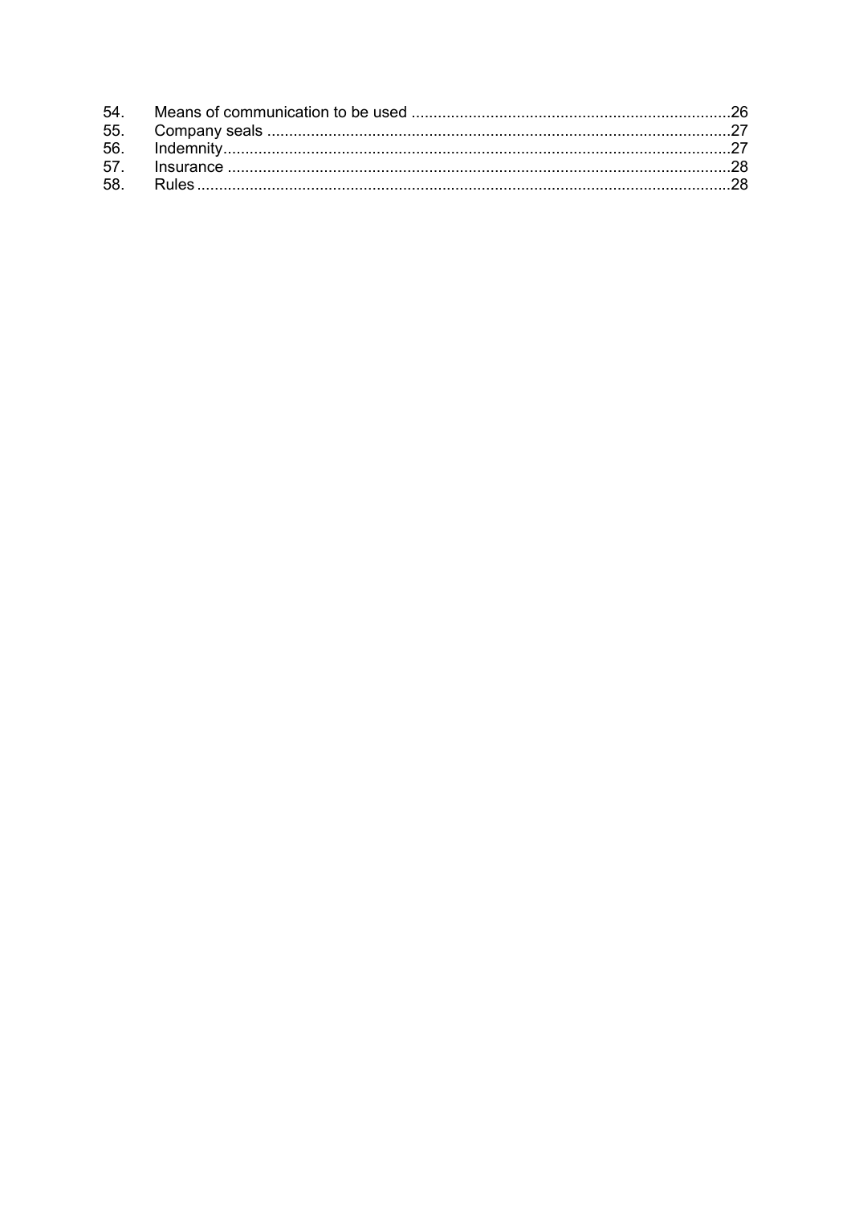| | | |
|---|---|---|
| 54. | Means of communication to be used | 26 |
| 55. | Company seals | 27 |
| 56. | Indemnity | 27 |
| 57. | Insurance | 28 |
| 58. | Rules | 28 |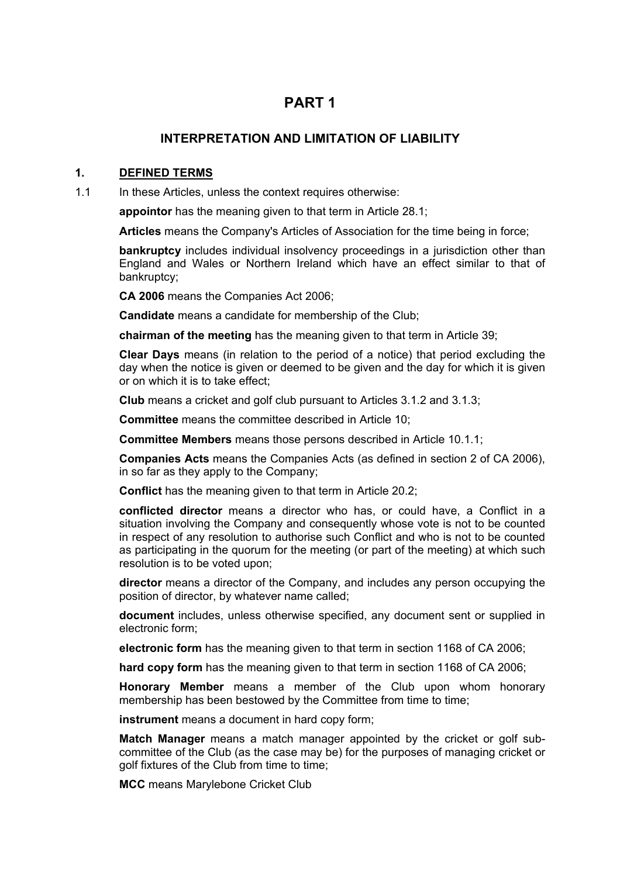# PART 1

## INTERPRETATION AND LIMITATION OF LIABILITY

### 1. DEFINED TERMS

1.1 In these Articles, unless the context requires otherwise:

**appointor** has the meaning given to that term in Article 28.1;

**Articles** means the Company's Articles of Association for the time being in force;

**bankruptcy** includes individual insolvency proceedings in a jurisdiction other than England and Wales or Northern Ireland which have an effect similar to that of bankruptcy;

**CA 2006** means the Companies Act 2006;

**Candidate** means a candidate for membership of the Club;

**chairman of the meeting** has the meaning given to that term in Article 39;

**Clear Days** means (in relation to the period of a notice) that period excluding the day when the notice is given or deemed to be given and the day for which it is given or on which it is to take effect;

**Club** means a cricket and golf club pursuant to Articles 3.1.2 and 3.1.3;

**Committee** means the committee described in Article 10;

**Committee Members** means those persons described in Article 10.1.1;

**Companies Acts** means the Companies Acts (as defined in section 2 of CA 2006), in so far as they apply to the Company;

**Conflict** has the meaning given to that term in Article 20.2;

**conflicted director** means a director who has, or could have, a Conflict in a situation involving the Company and consequently whose vote is not to be counted in respect of any resolution to authorise such Conflict and who is not to be counted as participating in the quorum for the meeting (or part of the meeting) at which such resolution is to be voted upon;

**director** means a director of the Company, and includes any person occupying the position of director, by whatever name called;

**document** includes, unless otherwise specified, any document sent or supplied in electronic form;

**electronic form** has the meaning given to that term in section 1168 of CA 2006;

**hard copy form** has the meaning given to that term in section 1168 of CA 2006;

**Honorary Member** means a member of the Club upon whom honorary membership has been bestowed by the Committee from time to time;

**instrument** means a document in hard copy form;

**Match Manager** means a match manager appointed by the cricket or golf sub-committee of the Club (as the case may be) for the purposes of managing cricket or golf fixtures of the Club from time to time;

**MCC** means Marylebone Cricket Club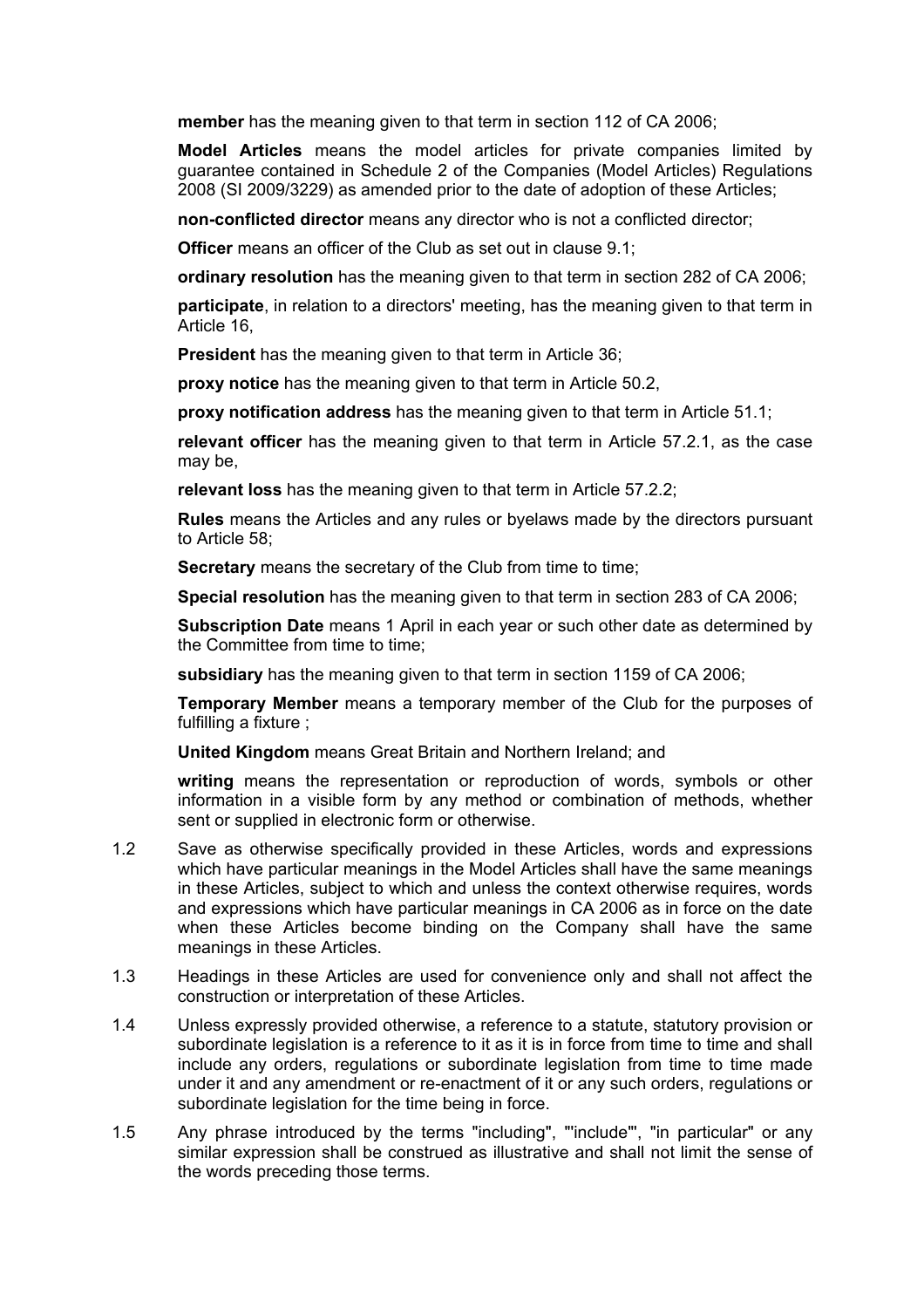**member** has the meaning given to that term in section 112 of CA 2006;

**Model Articles** means the model articles for private companies limited by guarantee contained in Schedule 2 of the Companies (Model Articles) Regulations 2008 (SI 2009/3229) as amended prior to the date of adoption of these Articles;

**non-conflicted director** means any director who is not a conflicted director;

**Officer** means an officer of the Club as set out in clause 9.1;

**ordinary resolution** has the meaning given to that term in section 282 of CA 2006;

**participate**, in relation to a directors' meeting, has the meaning given to that term in Article 16,

**President** has the meaning given to that term in Article 36;

**proxy notice** has the meaning given to that term in Article 50.2,

**proxy notification address** has the meaning given to that term in Article 51.1;

**relevant officer** has the meaning given to that term in Article 57.2.1, as the case may be,

**relevant loss** has the meaning given to that term in Article 57.2.2;

**Rules** means the Articles and any rules or byelaws made by the directors pursuant to Article 58;

**Secretary** means the secretary of the Club from time to time;

**Special resolution** has the meaning given to that term in section 283 of CA 2006;

**Subscription Date** means 1 April in each year or such other date as determined by the Committee from time to time;

**subsidiary** has the meaning given to that term in section 1159 of CA 2006;

**Temporary Member** means a temporary member of the Club for the purposes of fulfilling a fixture ;

**United Kingdom** means Great Britain and Northern Ireland; and

**writing** means the representation or reproduction of words, symbols or other information in a visible form by any method or combination of methods, whether sent or supplied in electronic form or otherwise.

1.2 Save as otherwise specifically provided in these Articles, words and expressions which have particular meanings in the Model Articles shall have the same meanings in these Articles, subject to which and unless the context otherwise requires, words and expressions which have particular meanings in CA 2006 as in force on the date when these Articles become binding on the Company shall have the same meanings in these Articles.

1.3 Headings in these Articles are used for convenience only and shall not affect the construction or interpretation of these Articles.

1.4 Unless expressly provided otherwise, a reference to a statute, statutory provision or subordinate legislation is a reference to it as it is in force from time to time and shall include any orders, regulations or subordinate legislation from time to time made under it and any amendment or re-enactment of it or any such orders, regulations or subordinate legislation for the time being in force.

1.5 Any phrase introduced by the terms "including", "'include'", "in particular" or any similar expression shall be construed as illustrative and shall not limit the sense of the words preceding those terms.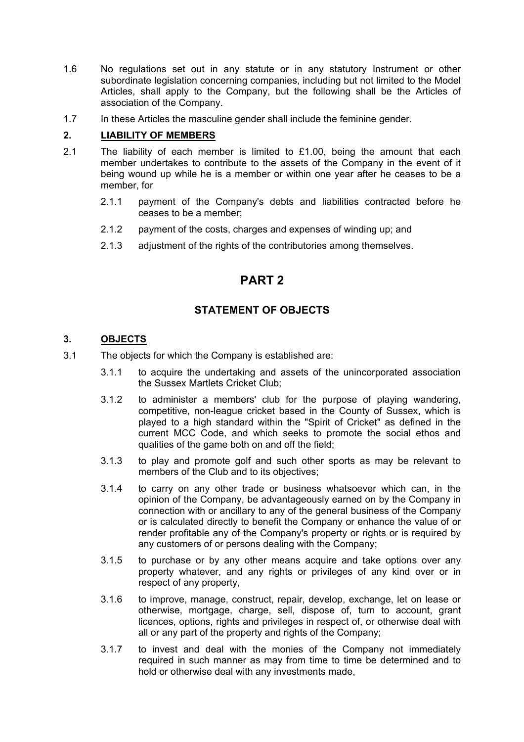1.6 No regulations set out in any statute or in any statutory Instrument or other subordinate legislation concerning companies, including but not limited to the Model Articles, shall apply to the Company, but the following shall be the Articles of association of the Company.

1.7 In these Articles the masculine gender shall include the feminine gender.

## 2. LIABILITY OF MEMBERS

2.1 The liability of each member is limited to £1.00, being the amount that each member undertakes to contribute to the assets of the Company in the event of it being wound up while he is a member or within one year after he ceases to be a member, for

2.1.1 payment of the Company's debts and liabilities contracted before he ceases to be a member;

2.1.2 payment of the costs, charges and expenses of winding up; and

2.1.3 adjustment of the rights of the contributories among themselves.

# PART 2

## STATEMENT OF OBJECTS

## 3. OBJECTS

3.1 The objects for which the Company is established are:

3.1.1 to acquire the undertaking and assets of the unincorporated association the Sussex Martlets Cricket Club;

3.1.2 to administer a members' club for the purpose of playing wandering, competitive, non-league cricket based in the County of Sussex, which is played to a high standard within the "Spirit of Cricket" as defined in the current MCC Code, and which seeks to promote the social ethos and qualities of the game both on and off the field;

3.1.3 to play and promote golf and such other sports as may be relevant to members of the Club and to its objectives;

3.1.4 to carry on any other trade or business whatsoever which can, in the opinion of the Company, be advantageously earned on by the Company in connection with or ancillary to any of the general business of the Company or is calculated directly to benefit the Company or enhance the value of or render profitable any of the Company's property or rights or is required by any customers of or persons dealing with the Company;

3.1.5 to purchase or by any other means acquire and take options over any property whatever, and any rights or privileges of any kind over or in respect of any property,

3.1.6 to improve, manage, construct, repair, develop, exchange, let on lease or otherwise, mortgage, charge, sell, dispose of, turn to account, grant licences, options, rights and privileges in respect of, or otherwise deal with all or any part of the property and rights of the Company;

3.1.7 to invest and deal with the monies of the Company not immediately required in such manner as may from time to time be determined and to hold or otherwise deal with any investments made,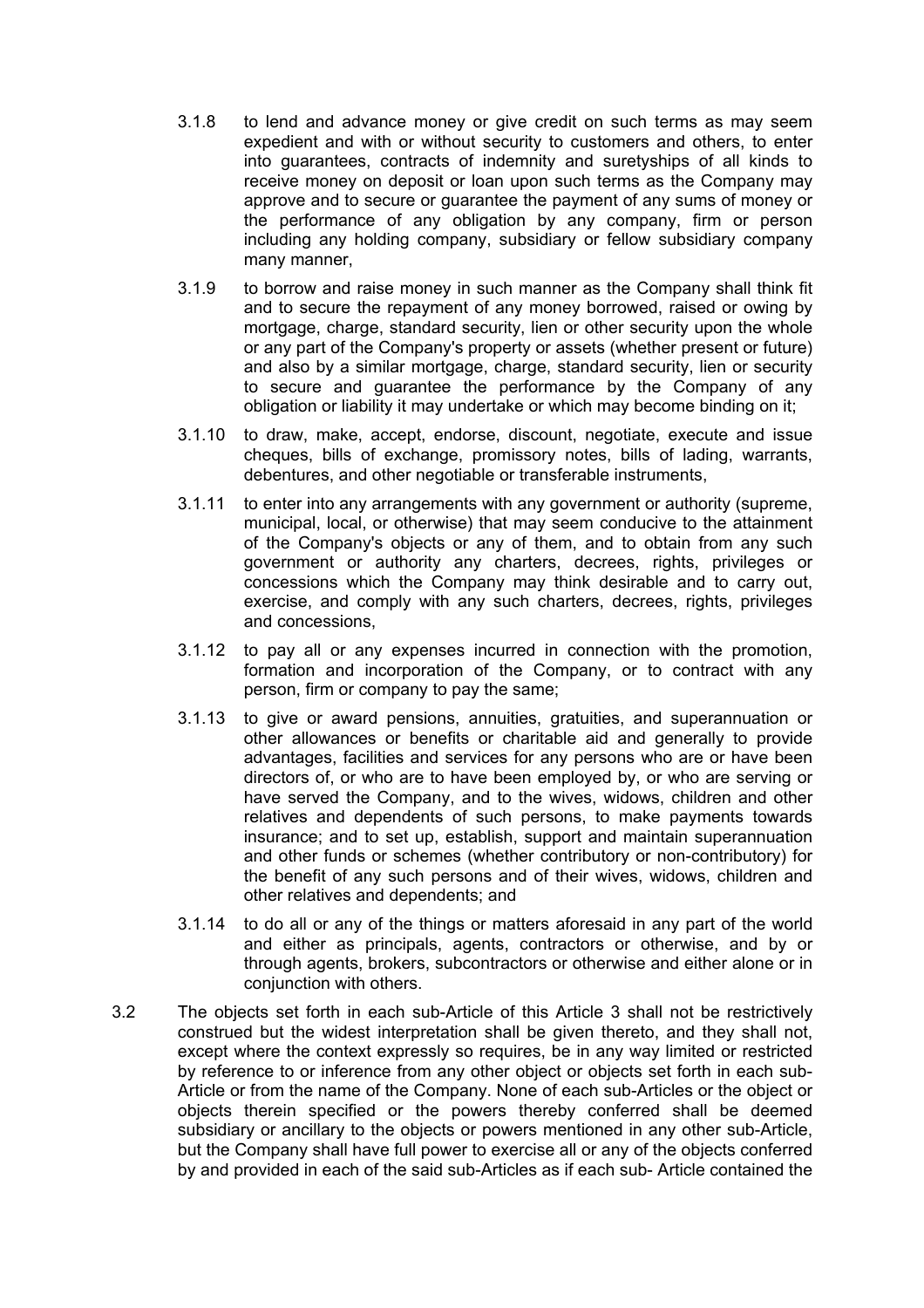3.1.8 to lend and advance money or give credit on such terms as may seem expedient and with or without security to customers and others, to enter into guarantees, contracts of indemnity and suretyships of all kinds to receive money on deposit or loan upon such terms as the Company may approve and to secure or guarantee the payment of any sums of money or the performance of any obligation by any company, firm or person including any holding company, subsidiary or fellow subsidiary company many manner,

3.1.9 to borrow and raise money in such manner as the Company shall think fit and to secure the repayment of any money borrowed, raised or owing by mortgage, charge, standard security, lien or other security upon the whole or any part of the Company's property or assets (whether present or future) and also by a similar mortgage, charge, standard security, lien or security to secure and guarantee the performance by the Company of any obligation or liability it may undertake or which may become binding on it;

3.1.10 to draw, make, accept, endorse, discount, negotiate, execute and issue cheques, bills of exchange, promissory notes, bills of lading, warrants, debentures, and other negotiable or transferable instruments,

3.1.11 to enter into any arrangements with any government or authority (supreme, municipal, local, or otherwise) that may seem conducive to the attainment of the Company's objects or any of them, and to obtain from any such government or authority any charters, decrees, rights, privileges or concessions which the Company may think desirable and to carry out, exercise, and comply with any such charters, decrees, rights, privileges and concessions,

3.1.12 to pay all or any expenses incurred in connection with the promotion, formation and incorporation of the Company, or to contract with any person, firm or company to pay the same;

3.1.13 to give or award pensions, annuities, gratuities, and superannuation or other allowances or benefits or charitable aid and generally to provide advantages, facilities and services for any persons who are or have been directors of, or who are to have been employed by, or who are serving or have served the Company, and to the wives, widows, children and other relatives and dependents of such persons, to make payments towards insurance; and to set up, establish, support and maintain superannuation and other funds or schemes (whether contributory or non-contributory) for the benefit of any such persons and of their wives, widows, children and other relatives and dependents; and

3.1.14 to do all or any of the things or matters aforesaid in any part of the world and either as principals, agents, contractors or otherwise, and by or through agents, brokers, subcontractors or otherwise and either alone or in conjunction with others.

3.2 The objects set forth in each sub-Article of this Article 3 shall not be restrictively construed but the widest interpretation shall be given thereto, and they shall not, except where the context expressly so requires, be in any way limited or restricted by reference to or inference from any other object or objects set forth in each sub-Article or from the name of the Company. None of each sub-Articles or the object or objects therein specified or the powers thereby conferred shall be deemed subsidiary or ancillary to the objects or powers mentioned in any other sub-Article, but the Company shall have full power to exercise all or any of the objects conferred by and provided in each of the said sub-Articles as if each sub- Article contained the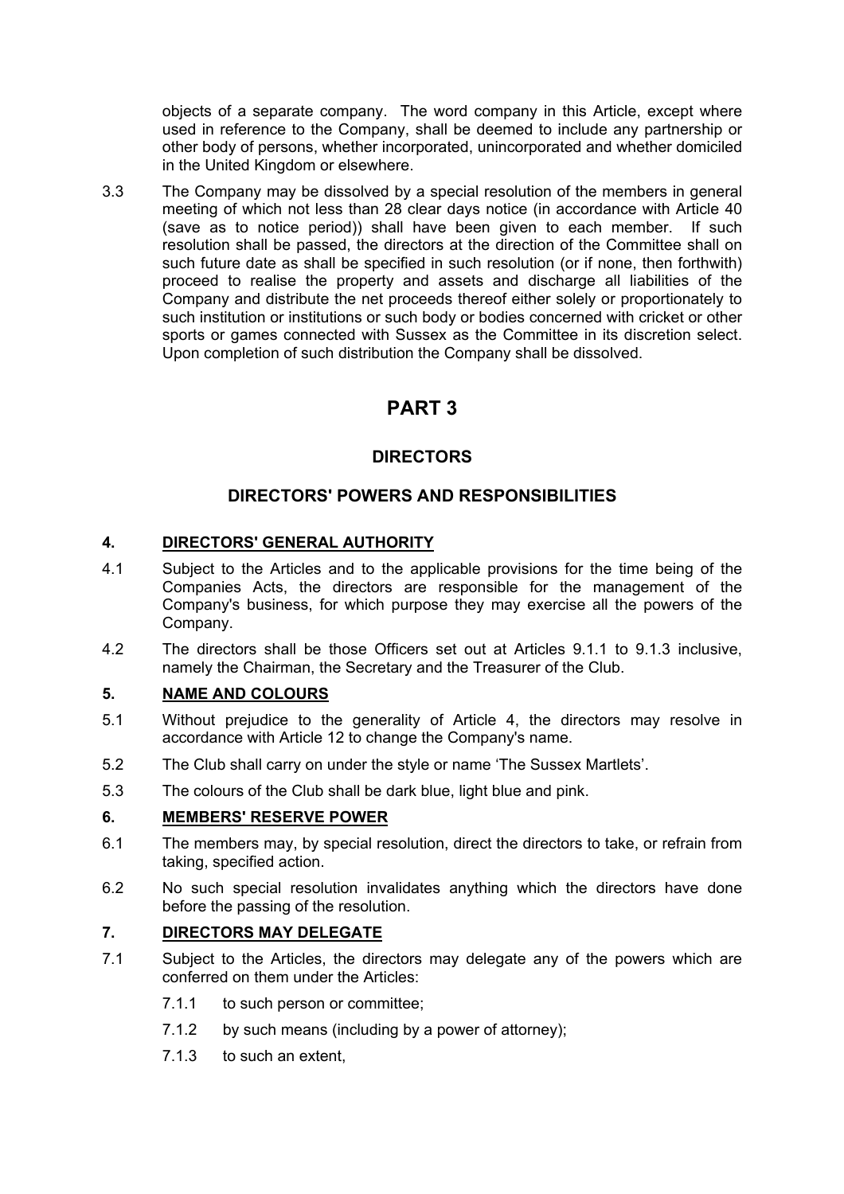objects of a separate company. The word company in this Article, except where used in reference to the Company, shall be deemed to include any partnership or other body of persons, whether incorporated, unincorporated and whether domiciled in the United Kingdom or elsewhere.

3.3 The Company may be dissolved by a special resolution of the members in general meeting of which not less than 28 clear days notice (in accordance with Article 40 (save as to notice period)) shall have been given to each member. If such resolution shall be passed, the directors at the direction of the Committee shall on such future date as shall be specified in such resolution (or if none, then forthwith) proceed to realise the property and assets and discharge all liabilities of the Company and distribute the net proceeds thereof either solely or proportionately to such institution or institutions or such body or bodies concerned with cricket or other sports or games connected with Sussex as the Committee in its discretion select. Upon completion of such distribution the Company shall be dissolved.

# PART 3

## DIRECTORS

## DIRECTORS' POWERS AND RESPONSIBILITIES

### 4. DIRECTORS' GENERAL AUTHORITY

4.1 Subject to the Articles and to the applicable provisions for the time being of the Companies Acts, the directors are responsible for the management of the Company's business, for which purpose they may exercise all the powers of the Company.

4.2 The directors shall be those Officers set out at Articles 9.1.1 to 9.1.3 inclusive, namely the Chairman, the Secretary and the Treasurer of the Club.

### 5. NAME AND COLOURS

5.1 Without prejudice to the generality of Article 4, the directors may resolve in accordance with Article 12 to change the Company's name.

5.2 The Club shall carry on under the style or name 'The Sussex Martlets'.

5.3 The colours of the Club shall be dark blue, light blue and pink.

### 6. MEMBERS' RESERVE POWER

6.1 The members may, by special resolution, direct the directors to take, or refrain from taking, specified action.

6.2 No such special resolution invalidates anything which the directors have done before the passing of the resolution.

### 7. DIRECTORS MAY DELEGATE

7.1 Subject to the Articles, the directors may delegate any of the powers which are conferred on them under the Articles:

7.1.1 to such person or committee;

7.1.2 by such means (including by a power of attorney);

7.1.3 to such an extent,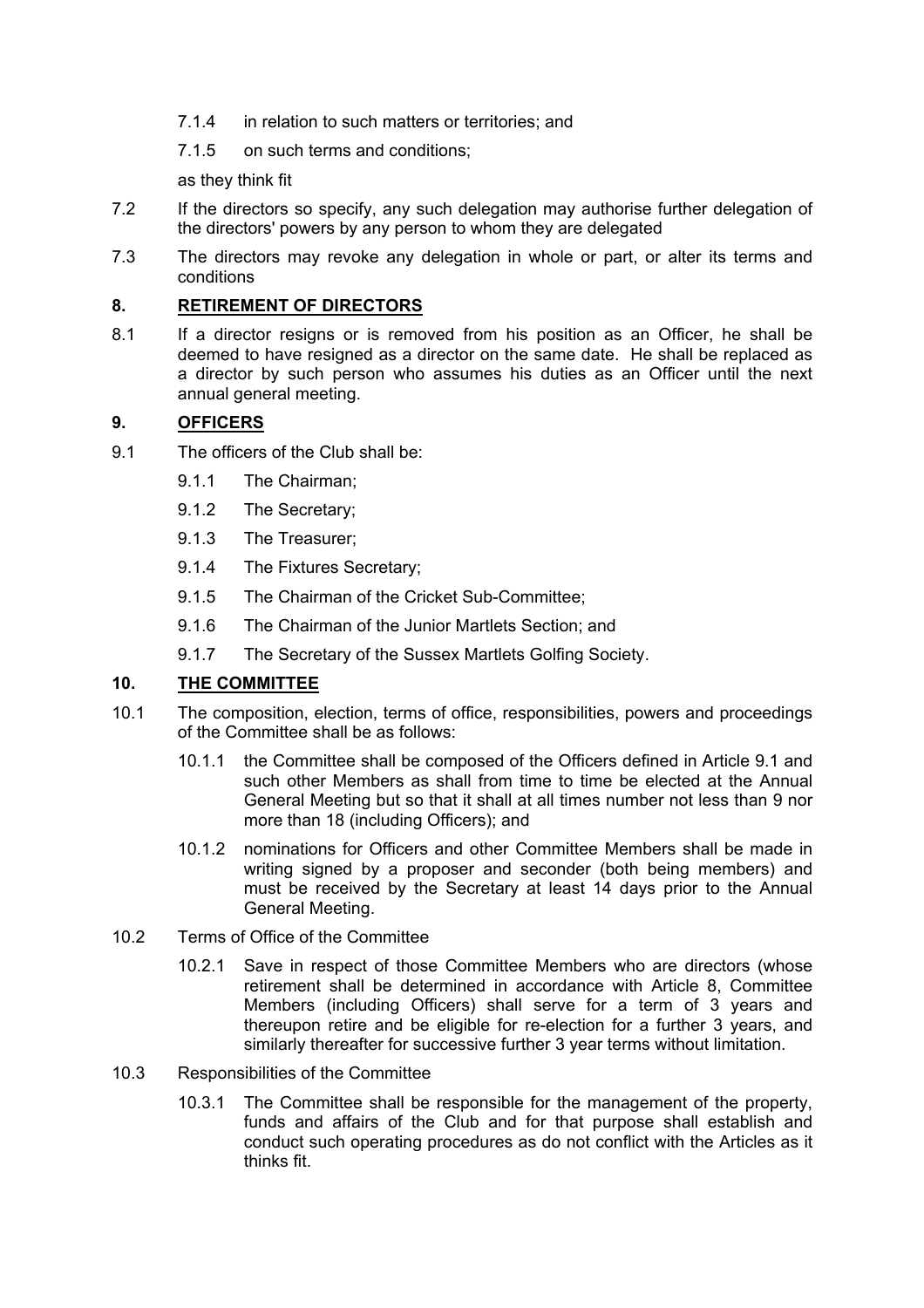7.1.4 in relation to such matters or territories; and

7.1.5 on such terms and conditions;

as they think fit

7.2 If the directors so specify, any such delegation may authorise further delegation of the directors' powers by any person to whom they are delegated

7.3 The directors may revoke any delegation in whole or part, or alter its terms and conditions

## 8. RETIREMENT OF DIRECTORS

8.1 If a director resigns or is removed from his position as an Officer, he shall be deemed to have resigned as a director on the same date. He shall be replaced as a director by such person who assumes his duties as an Officer until the next annual general meeting.

## 9. OFFICERS

9.1 The officers of the Club shall be:

9.1.1 The Chairman;

9.1.2 The Secretary;

9.1.3 The Treasurer;

9.1.4 The Fixtures Secretary;

9.1.5 The Chairman of the Cricket Sub-Committee;

9.1.6 The Chairman of the Junior Martlets Section; and

9.1.7 The Secretary of the Sussex Martlets Golfing Society.

## 10. THE COMMITTEE

10.1 The composition, election, terms of office, responsibilities, powers and proceedings of the Committee shall be as follows:

10.1.1 the Committee shall be composed of the Officers defined in Article 9.1 and such other Members as shall from time to time be elected at the Annual General Meeting but so that it shall at all times number not less than 9 nor more than 18 (including Officers); and

10.1.2 nominations for Officers and other Committee Members shall be made in writing signed by a proposer and seconder (both being members) and must be received by the Secretary at least 14 days prior to the Annual General Meeting.

10.2 Terms of Office of the Committee

10.2.1 Save in respect of those Committee Members who are directors (whose retirement shall be determined in accordance with Article 8, Committee Members (including Officers) shall serve for a term of 3 years and thereupon retire and be eligible for re-election for a further 3 years, and similarly thereafter for successive further 3 year terms without limitation.

10.3 Responsibilities of the Committee

10.3.1 The Committee shall be responsible for the management of the property, funds and affairs of the Club and for that purpose shall establish and conduct such operating procedures as do not conflict with the Articles as it thinks fit.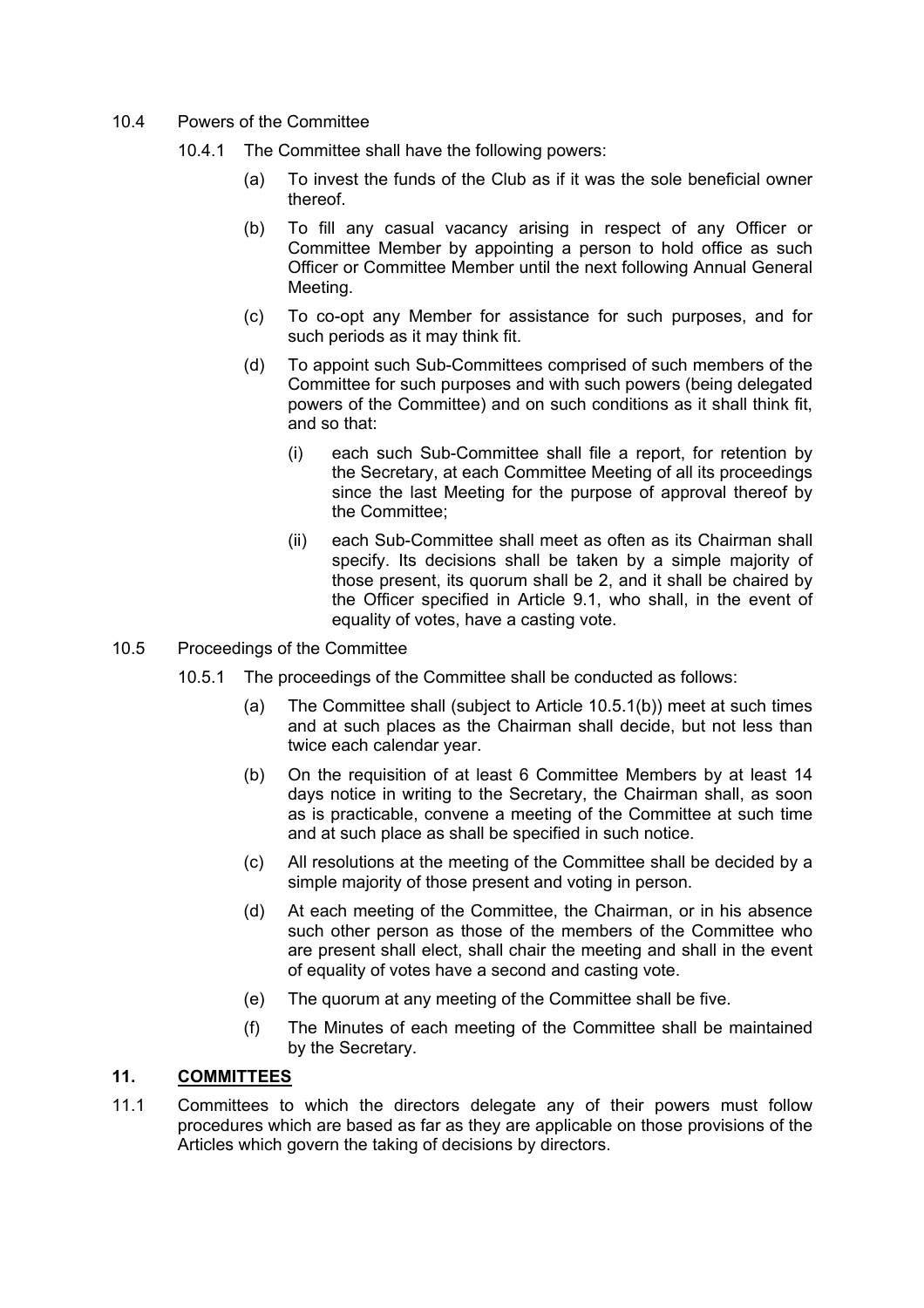10.4 Powers of the Committee

10.4.1 The Committee shall have the following powers:

(a) To invest the funds of the Club as if it was the sole beneficial owner thereof.

(b) To fill any casual vacancy arising in respect of any Officer or Committee Member by appointing a person to hold office as such Officer or Committee Member until the next following Annual General Meeting.

(c) To co-opt any Member for assistance for such purposes, and for such periods as it may think fit.

(d) To appoint such Sub-Committees comprised of such members of the Committee for such purposes and with such powers (being delegated powers of the Committee) and on such conditions as it shall think fit, and so that:

(i) each such Sub-Committee shall file a report, for retention by the Secretary, at each Committee Meeting of all its proceedings since the last Meeting for the purpose of approval thereof by the Committee;

(ii) each Sub-Committee shall meet as often as its Chairman shall specify. Its decisions shall be taken by a simple majority of those present, its quorum shall be 2, and it shall be chaired by the Officer specified in Article 9.1, who shall, in the event of equality of votes, have a casting vote.

10.5 Proceedings of the Committee

10.5.1 The proceedings of the Committee shall be conducted as follows:

(a) The Committee shall (subject to Article 10.5.1(b)) meet at such times and at such places as the Chairman shall decide, but not less than twice each calendar year.

(b) On the requisition of at least 6 Committee Members by at least 14 days notice in writing to the Secretary, the Chairman shall, as soon as is practicable, convene a meeting of the Committee at such time and at such place as shall be specified in such notice.

(c) All resolutions at the meeting of the Committee shall be decided by a simple majority of those present and voting in person.

(d) At each meeting of the Committee, the Chairman, or in his absence such other person as those of the members of the Committee who are present shall elect, shall chair the meeting and shall in the event of equality of votes have a second and casting vote.

(e) The quorum at any meeting of the Committee shall be five.

(f) The Minutes of each meeting of the Committee shall be maintained by the Secretary.

## 11. COMMITTEES

11.1 Committees to which the directors delegate any of their powers must follow procedures which are based as far as they are applicable on those provisions of the Articles which govern the taking of decisions by directors.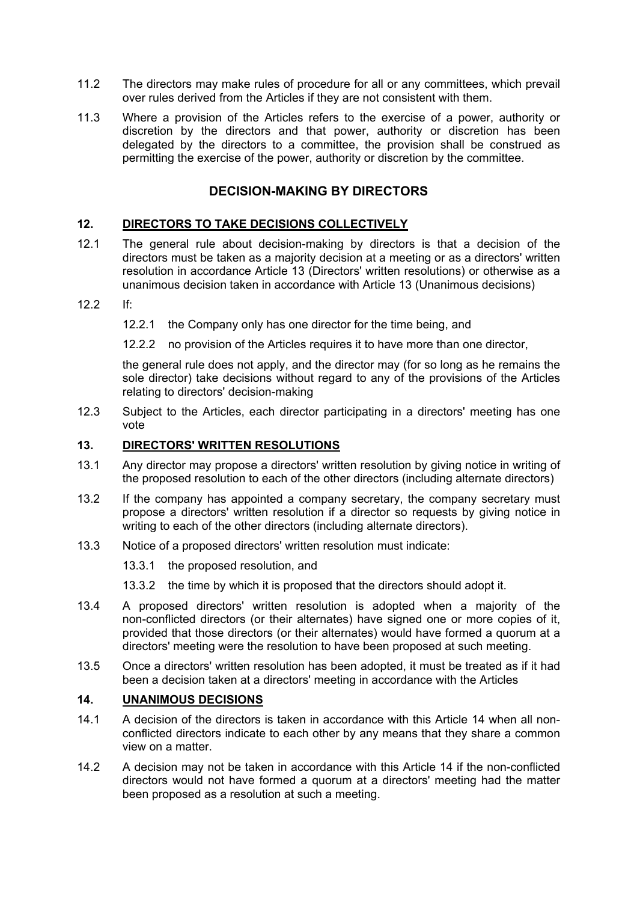11.2 The directors may make rules of procedure for all or any committees, which prevail over rules derived from the Articles if they are not consistent with them.

11.3 Where a provision of the Articles refers to the exercise of a power, authority or discretion by the directors and that power, authority or discretion has been delegated by the directors to a committee, the provision shall be construed as permitting the exercise of the power, authority or discretion by the committee.

## DECISION-MAKING BY DIRECTORS

### 12. DIRECTORS TO TAKE DECISIONS COLLECTIVELY

12.1 The general rule about decision-making by directors is that a decision of the directors must be taken as a majority decision at a meeting or as a directors' written resolution in accordance Article 13 (Directors' written resolutions) or otherwise as a unanimous decision taken in accordance with Article 13 (Unanimous decisions)

12.2 If:

12.2.1 the Company only has one director for the time being, and

12.2.2 no provision of the Articles requires it to have more than one director,

the general rule does not apply, and the director may (for so long as he remains the sole director) take decisions without regard to any of the provisions of the Articles relating to directors' decision-making

12.3 Subject to the Articles, each director participating in a directors' meeting has one vote

### 13. DIRECTORS' WRITTEN RESOLUTIONS

13.1 Any director may propose a directors' written resolution by giving notice in writing of the proposed resolution to each of the other directors (including alternate directors)

13.2 If the company has appointed a company secretary, the company secretary must propose a directors' written resolution if a director so requests by giving notice in writing to each of the other directors (including alternate directors).

13.3 Notice of a proposed directors' written resolution must indicate:

13.3.1 the proposed resolution, and

13.3.2 the time by which it is proposed that the directors should adopt it.

13.4 A proposed directors' written resolution is adopted when a majority of the non-conflicted directors (or their alternates) have signed one or more copies of it, provided that those directors (or their alternates) would have formed a quorum at a directors' meeting were the resolution to have been proposed at such meeting.

13.5 Once a directors' written resolution has been adopted, it must be treated as if it had been a decision taken at a directors' meeting in accordance with the Articles

### 14. UNANIMOUS DECISIONS

14.1 A decision of the directors is taken in accordance with this Article 14 when all non-conflicted directors indicate to each other by any means that they share a common view on a matter.

14.2 A decision may not be taken in accordance with this Article 14 if the non-conflicted directors would not have formed a quorum at a directors' meeting had the matter been proposed as a resolution at such a meeting.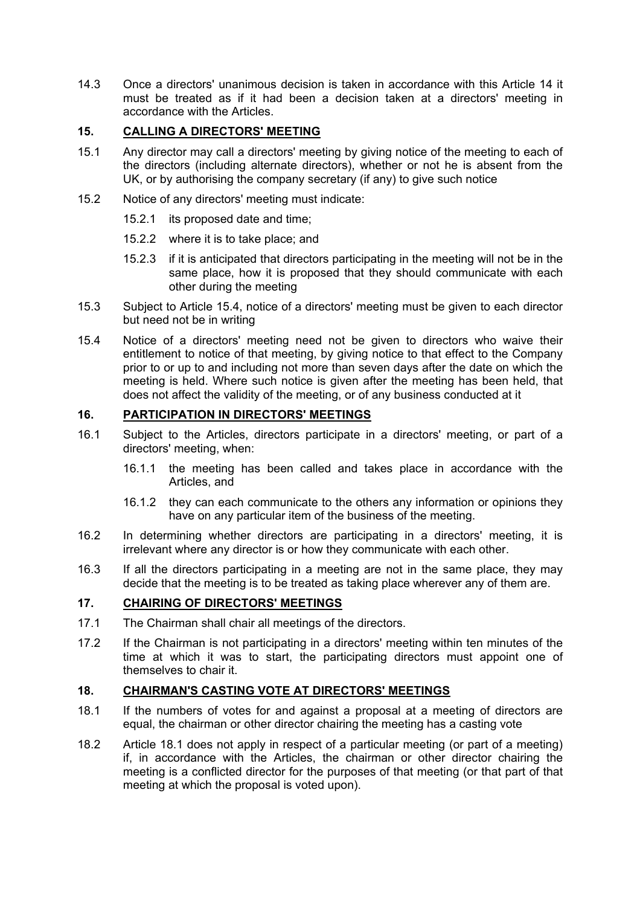14.3 Once a directors' unanimous decision is taken in accordance with this Article 14 it must be treated as if it had been a decision taken at a directors' meeting in accordance with the Articles.

## 15. CALLING A DIRECTORS' MEETING

15.1 Any director may call a directors' meeting by giving notice of the meeting to each of the directors (including alternate directors), whether or not he is absent from the UK, or by authorising the company secretary (if any) to give such notice

15.2 Notice of any directors' meeting must indicate:

15.2.1 its proposed date and time;

15.2.2 where it is to take place; and

15.2.3 if it is anticipated that directors participating in the meeting will not be in the same place, how it is proposed that they should communicate with each other during the meeting

15.3 Subject to Article 15.4, notice of a directors' meeting must be given to each director but need not be in writing

15.4 Notice of a directors' meeting need not be given to directors who waive their entitlement to notice of that meeting, by giving notice to that effect to the Company prior to or up to and including not more than seven days after the date on which the meeting is held. Where such notice is given after the meeting has been held, that does not affect the validity of the meeting, or of any business conducted at it

## 16. PARTICIPATION IN DIRECTORS' MEETINGS

16.1 Subject to the Articles, directors participate in a directors' meeting, or part of a directors' meeting, when:

16.1.1 the meeting has been called and takes place in accordance with the Articles, and

16.1.2 they can each communicate to the others any information or opinions they have on any particular item of the business of the meeting.

16.2 In determining whether directors are participating in a directors' meeting, it is irrelevant where any director is or how they communicate with each other.

16.3 If all the directors participating in a meeting are not in the same place, they may decide that the meeting is to be treated as taking place wherever any of them are.

## 17. CHAIRING OF DIRECTORS' MEETINGS

17.1 The Chairman shall chair all meetings of the directors.

17.2 If the Chairman is not participating in a directors' meeting within ten minutes of the time at which it was to start, the participating directors must appoint one of themselves to chair it.

## 18. CHAIRMAN'S CASTING VOTE AT DIRECTORS' MEETINGS

18.1 If the numbers of votes for and against a proposal at a meeting of directors are equal, the chairman or other director chairing the meeting has a casting vote

18.2 Article 18.1 does not apply in respect of a particular meeting (or part of a meeting) if, in accordance with the Articles, the chairman or other director chairing the meeting is a conflicted director for the purposes of that meeting (or that part of that meeting at which the proposal is voted upon).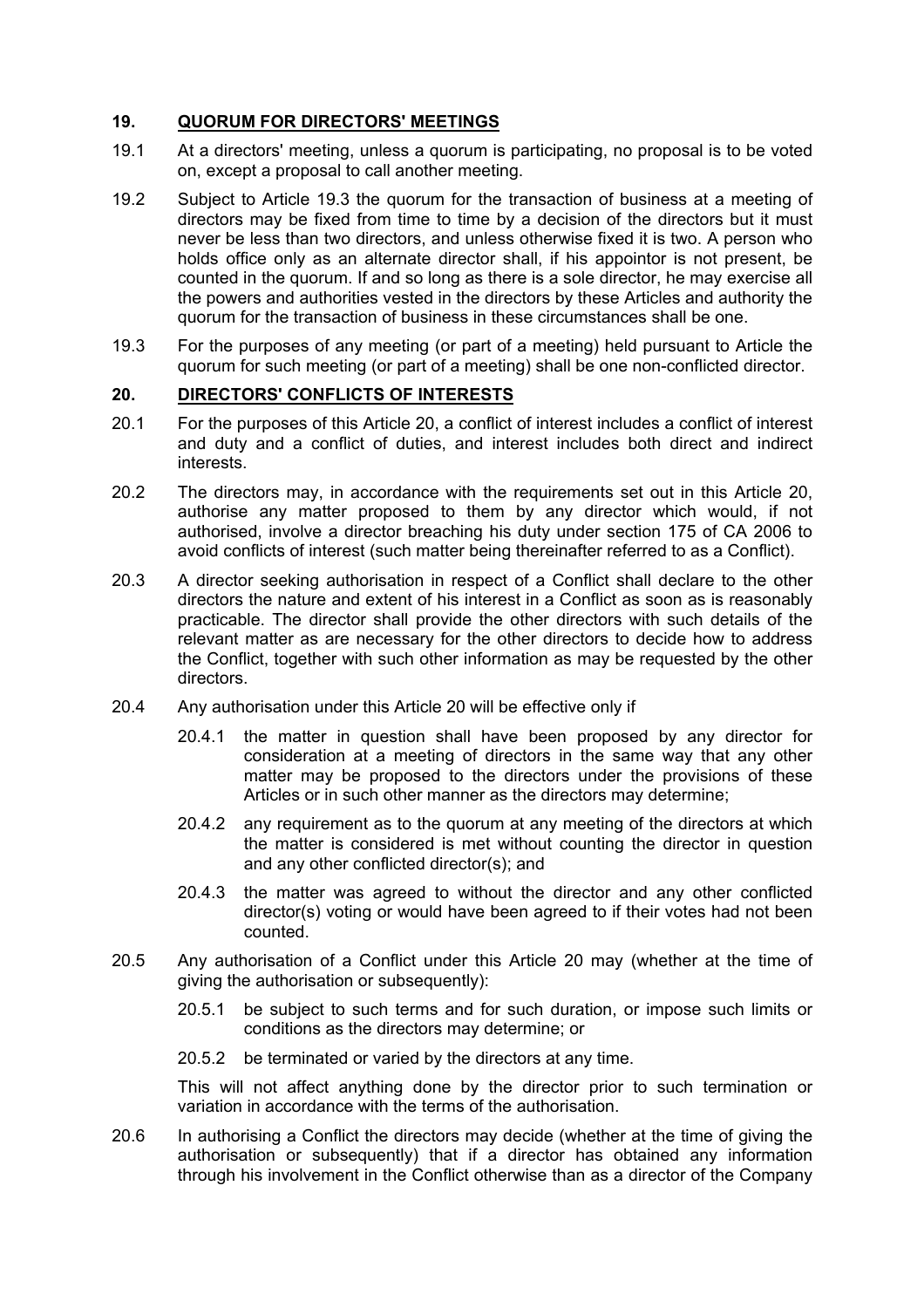## 19. QUORUM FOR DIRECTORS' MEETINGS

19.1 At a directors' meeting, unless a quorum is participating, no proposal is to be voted on, except a proposal to call another meeting.

19.2 Subject to Article 19.3 the quorum for the transaction of business at a meeting of directors may be fixed from time to time by a decision of the directors but it must never be less than two directors, and unless otherwise fixed it is two. A person who holds office only as an alternate director shall, if his appointor is not present, be counted in the quorum. If and so long as there is a sole director, he may exercise all the powers and authorities vested in the directors by these Articles and authority the quorum for the transaction of business in these circumstances shall be one.

19.3 For the purposes of any meeting (or part of a meeting) held pursuant to Article the quorum for such meeting (or part of a meeting) shall be one non-conflicted director.

## 20. DIRECTORS' CONFLICTS OF INTERESTS

20.1 For the purposes of this Article 20, a conflict of interest includes a conflict of interest and duty and a conflict of duties, and interest includes both direct and indirect interests.

20.2 The directors may, in accordance with the requirements set out in this Article 20, authorise any matter proposed to them by any director which would, if not authorised, involve a director breaching his duty under section 175 of CA 2006 to avoid conflicts of interest (such matter being thereinafter referred to as a Conflict).

20.3 A director seeking authorisation in respect of a Conflict shall declare to the other directors the nature and extent of his interest in a Conflict as soon as is reasonably practicable. The director shall provide the other directors with such details of the relevant matter as are necessary for the other directors to decide how to address the Conflict, together with such other information as may be requested by the other directors.

20.4 Any authorisation under this Article 20 will be effective only if

20.4.1 the matter in question shall have been proposed by any director for consideration at a meeting of directors in the same way that any other matter may be proposed to the directors under the provisions of these Articles or in such other manner as the directors may determine;

20.4.2 any requirement as to the quorum at any meeting of the directors at which the matter is considered is met without counting the director in question and any other conflicted director(s); and

20.4.3 the matter was agreed to without the director and any other conflicted director(s) voting or would have been agreed to if their votes had not been counted.

20.5 Any authorisation of a Conflict under this Article 20 may (whether at the time of giving the authorisation or subsequently):

20.5.1 be subject to such terms and for such duration, or impose such limits or conditions as the directors may determine; or

20.5.2 be terminated or varied by the directors at any time.

This will not affect anything done by the director prior to such termination or variation in accordance with the terms of the authorisation.

20.6 In authorising a Conflict the directors may decide (whether at the time of giving the authorisation or subsequently) that if a director has obtained any information through his involvement in the Conflict otherwise than as a director of the Company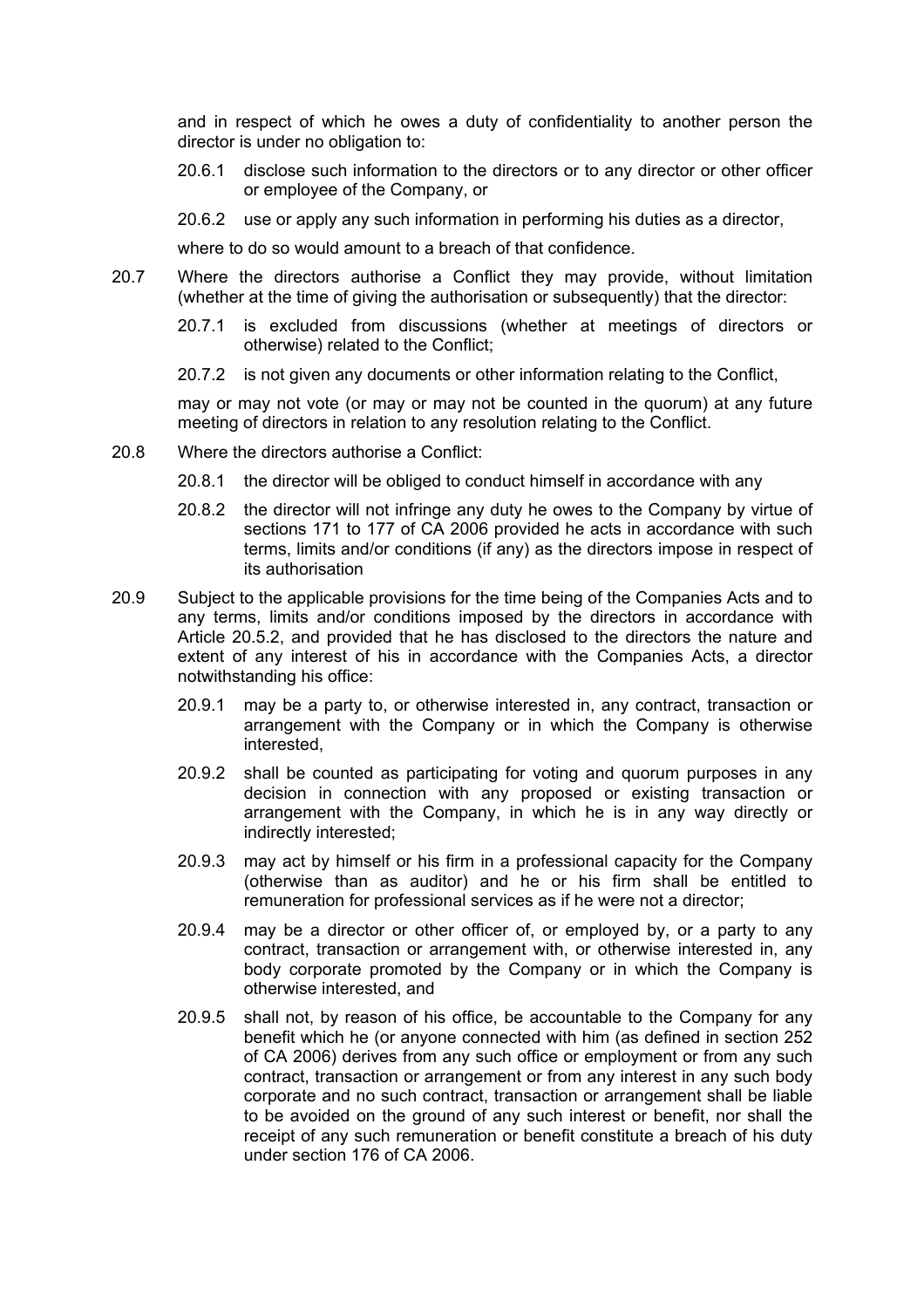and in respect of which he owes a duty of confidentiality to another person the director is under no obligation to:

20.6.1 disclose such information to the directors or to any director or other officer or employee of the Company, or

20.6.2 use or apply any such information in performing his duties as a director,

where to do so would amount to a breach of that confidence.

20.7 Where the directors authorise a Conflict they may provide, without limitation (whether at the time of giving the authorisation or subsequently) that the director:

20.7.1 is excluded from discussions (whether at meetings of directors or otherwise) related to the Conflict;

20.7.2 is not given any documents or other information relating to the Conflict,

may or may not vote (or may or may not be counted in the quorum) at any future meeting of directors in relation to any resolution relating to the Conflict.

20.8 Where the directors authorise a Conflict:

20.8.1 the director will be obliged to conduct himself in accordance with any

20.8.2 the director will not infringe any duty he owes to the Company by virtue of sections 171 to 177 of CA 2006 provided he acts in accordance with such terms, limits and/or conditions (if any) as the directors impose in respect of its authorisation

20.9 Subject to the applicable provisions for the time being of the Companies Acts and to any terms, limits and/or conditions imposed by the directors in accordance with Article 20.5.2, and provided that he has disclosed to the directors the nature and extent of any interest of his in accordance with the Companies Acts, a director notwithstanding his office:

20.9.1 may be a party to, or otherwise interested in, any contract, transaction or arrangement with the Company or in which the Company is otherwise interested,

20.9.2 shall be counted as participating for voting and quorum purposes in any decision in connection with any proposed or existing transaction or arrangement with the Company, in which he is in any way directly or indirectly interested;

20.9.3 may act by himself or his firm in a professional capacity for the Company (otherwise than as auditor) and he or his firm shall be entitled to remuneration for professional services as if he were not a director;

20.9.4 may be a director or other officer of, or employed by, or a party to any contract, transaction or arrangement with, or otherwise interested in, any body corporate promoted by the Company or in which the Company is otherwise interested, and

20.9.5 shall not, by reason of his office, be accountable to the Company for any benefit which he (or anyone connected with him (as defined in section 252 of CA 2006) derives from any such office or employment or from any such contract, transaction or arrangement or from any interest in any such body corporate and no such contract, transaction or arrangement shall be liable to be avoided on the ground of any such interest or benefit, nor shall the receipt of any such remuneration or benefit constitute a breach of his duty under section 176 of CA 2006.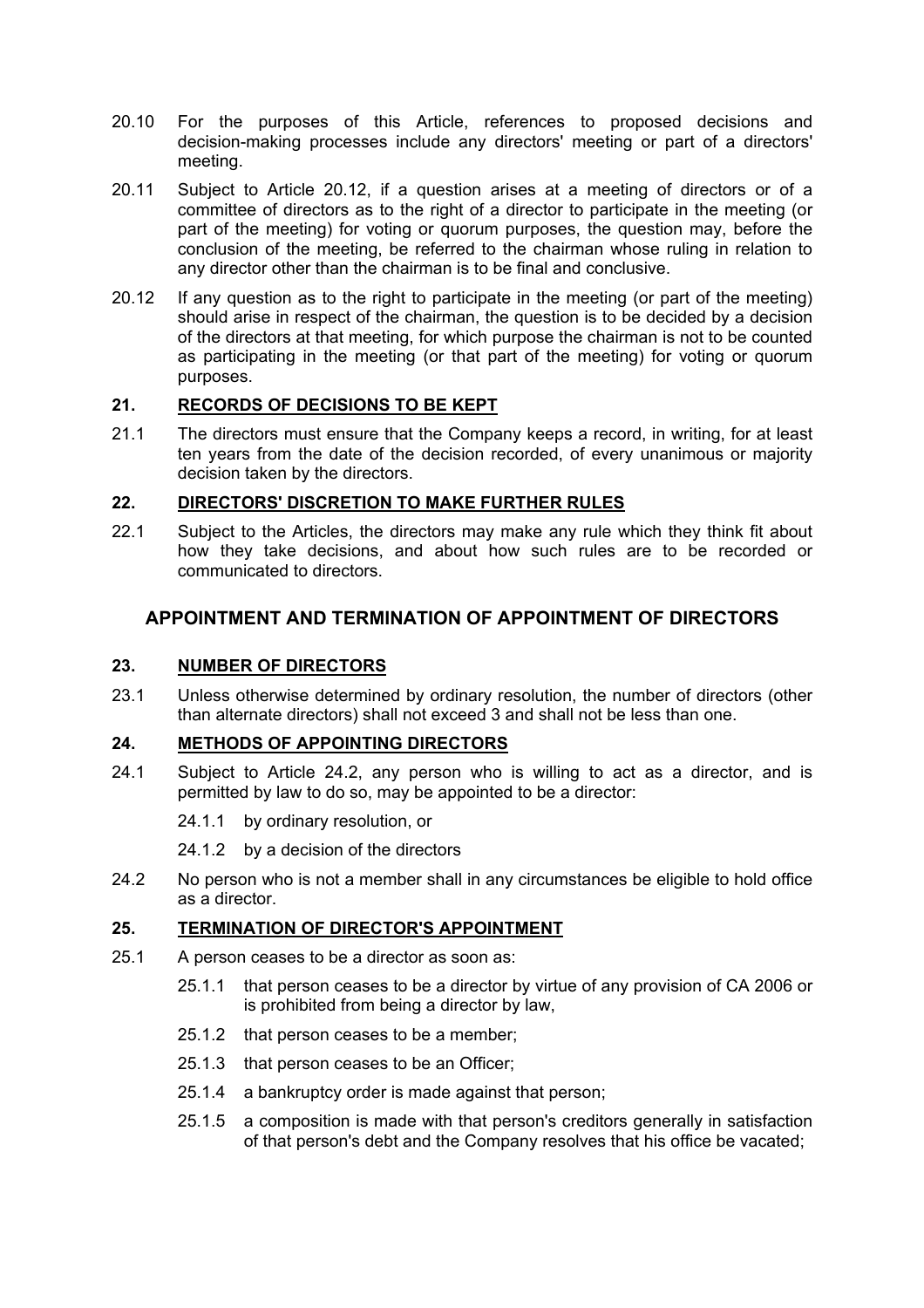20.10 For the purposes of this Article, references to proposed decisions and decision-making processes include any directors' meeting or part of a directors' meeting.

20.11 Subject to Article 20.12, if a question arises at a meeting of directors or of a committee of directors as to the right of a director to participate in the meeting (or part of the meeting) for voting or quorum purposes, the question may, before the conclusion of the meeting, be referred to the chairman whose ruling in relation to any director other than the chairman is to be final and conclusive.

20.12 If any question as to the right to participate in the meeting (or part of the meeting) should arise in respect of the chairman, the question is to be decided by a decision of the directors at that meeting, for which purpose the chairman is not to be counted as participating in the meeting (or that part of the meeting) for voting or quorum purposes.

### 21. RECORDS OF DECISIONS TO BE KEPT

21.1 The directors must ensure that the Company keeps a record, in writing, for at least ten years from the date of the decision recorded, of every unanimous or majority decision taken by the directors.

### 22. DIRECTORS' DISCRETION TO MAKE FURTHER RULES

22.1 Subject to the Articles, the directors may make any rule which they think fit about how they take decisions, and about how such rules are to be recorded or communicated to directors.

## APPOINTMENT AND TERMINATION OF APPOINTMENT OF DIRECTORS

### 23. NUMBER OF DIRECTORS

23.1 Unless otherwise determined by ordinary resolution, the number of directors (other than alternate directors) shall not exceed 3 and shall not be less than one.

### 24. METHODS OF APPOINTING DIRECTORS

24.1 Subject to Article 24.2, any person who is willing to act as a director, and is permitted by law to do so, may be appointed to be a director:

24.1.1 by ordinary resolution, or

24.1.2 by a decision of the directors

24.2 No person who is not a member shall in any circumstances be eligible to hold office as a director.

### 25. TERMINATION OF DIRECTOR'S APPOINTMENT

25.1 A person ceases to be a director as soon as:

25.1.1 that person ceases to be a director by virtue of any provision of CA 2006 or is prohibited from being a director by law,

25.1.2 that person ceases to be a member;

25.1.3 that person ceases to be an Officer;

25.1.4 a bankruptcy order is made against that person;

25.1.5 a composition is made with that person's creditors generally in satisfaction of that person's debt and the Company resolves that his office be vacated;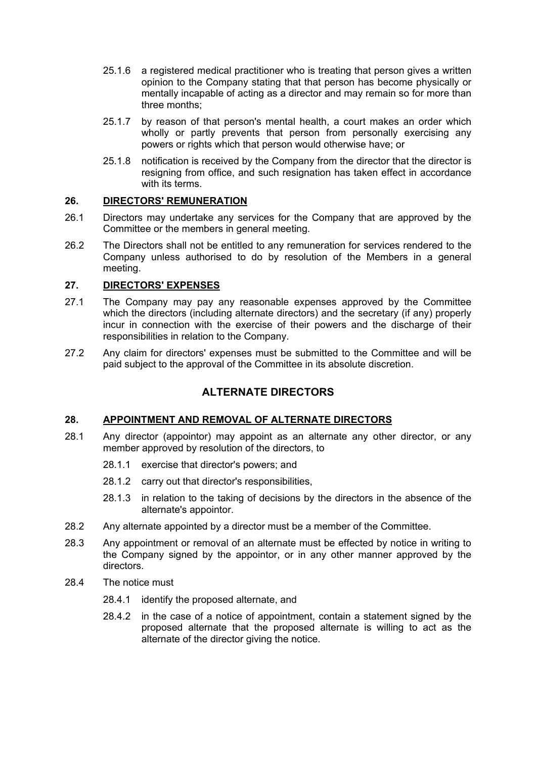25.1.6 a registered medical practitioner who is treating that person gives a written opinion to the Company stating that that person has become physically or mentally incapable of acting as a director and may remain so for more than three months;

25.1.7 by reason of that person's mental health, a court makes an order which wholly or partly prevents that person from personally exercising any powers or rights which that person would otherwise have; or

25.1.8 notification is received by the Company from the director that the director is resigning from office, and such resignation has taken effect in accordance with its terms.

### 26. DIRECTORS' REMUNERATION

26.1 Directors may undertake any services for the Company that are approved by the Committee or the members in general meeting.

26.2 The Directors shall not be entitled to any remuneration for services rendered to the Company unless authorised to do by resolution of the Members in a general meeting.

### 27. DIRECTORS' EXPENSES

27.1 The Company may pay any reasonable expenses approved by the Committee which the directors (including alternate directors) and the secretary (if any) properly incur in connection with the exercise of their powers and the discharge of their responsibilities in relation to the Company.

27.2 Any claim for directors' expenses must be submitted to the Committee and will be paid subject to the approval of the Committee in its absolute discretion.

## ALTERNATE DIRECTORS

### 28. APPOINTMENT AND REMOVAL OF ALTERNATE DIRECTORS

28.1 Any director (appointor) may appoint as an alternate any other director, or any member approved by resolution of the directors, to

28.1.1 exercise that director's powers; and

28.1.2 carry out that director's responsibilities,

28.1.3 in relation to the taking of decisions by the directors in the absence of the alternate's appointor.

28.2 Any alternate appointed by a director must be a member of the Committee.

28.3 Any appointment or removal of an alternate must be effected by notice in writing to the Company signed by the appointor, or in any other manner approved by the directors.

28.4 The notice must

28.4.1 identify the proposed alternate, and

28.4.2 in the case of a notice of appointment, contain a statement signed by the proposed alternate that the proposed alternate is willing to act as the alternate of the director giving the notice.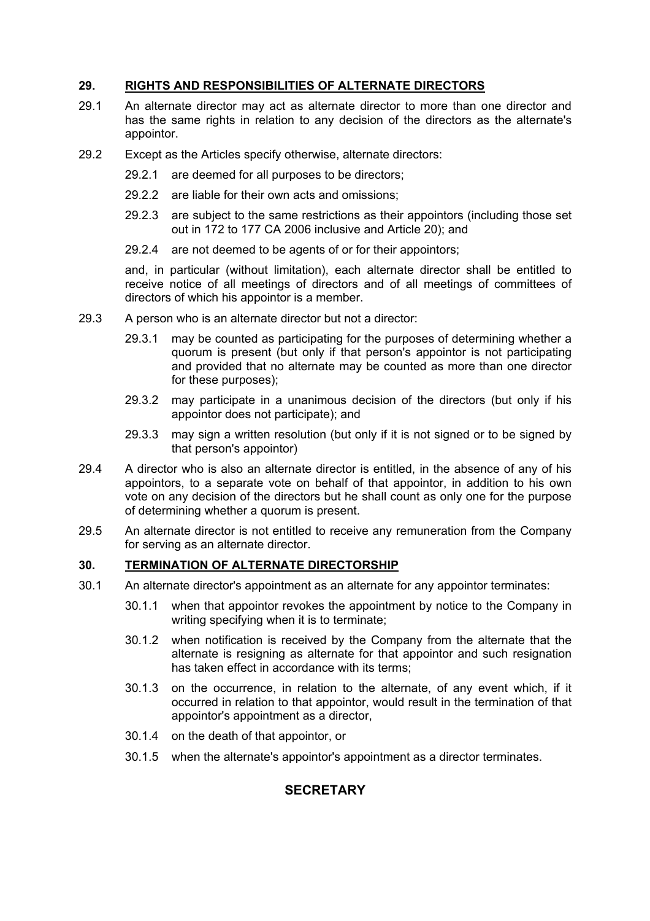## 29. RIGHTS AND RESPONSIBILITIES OF ALTERNATE DIRECTORS

29.1 An alternate director may act as alternate director to more than one director and has the same rights in relation to any decision of the directors as the alternate's appointor.

29.2 Except as the Articles specify otherwise, alternate directors:

29.2.1 are deemed for all purposes to be directors;

29.2.2 are liable for their own acts and omissions;

29.2.3 are subject to the same restrictions as their appointors (including those set out in 172 to 177 CA 2006 inclusive and Article 20); and

29.2.4 are not deemed to be agents of or for their appointors;

and, in particular (without limitation), each alternate director shall be entitled to receive notice of all meetings of directors and of all meetings of committees of directors of which his appointor is a member.

29.3 A person who is an alternate director but not a director:

29.3.1 may be counted as participating for the purposes of determining whether a quorum is present (but only if that person's appointor is not participating and provided that no alternate may be counted as more than one director for these purposes);

29.3.2 may participate in a unanimous decision of the directors (but only if his appointor does not participate); and

29.3.3 may sign a written resolution (but only if it is not signed or to be signed by that person's appointor)

29.4 A director who is also an alternate director is entitled, in the absence of any of his appointors, to a separate vote on behalf of that appointor, in addition to his own vote on any decision of the directors but he shall count as only one for the purpose of determining whether a quorum is present.

29.5 An alternate director is not entitled to receive any remuneration from the Company for serving as an alternate director.

## 30. TERMINATION OF ALTERNATE DIRECTORSHIP

30.1 An alternate director's appointment as an alternate for any appointor terminates:

30.1.1 when that appointor revokes the appointment by notice to the Company in writing specifying when it is to terminate;

30.1.2 when notification is received by the Company from the alternate that the alternate is resigning as alternate for that appointor and such resignation has taken effect in accordance with its terms;

30.1.3 on the occurrence, in relation to the alternate, of any event which, if it occurred in relation to that appointor, would result in the termination of that appointor's appointment as a director,

30.1.4 on the death of that appointor, or

30.1.5 when the alternate's appointor's appointment as a director terminates.

# SECRETARY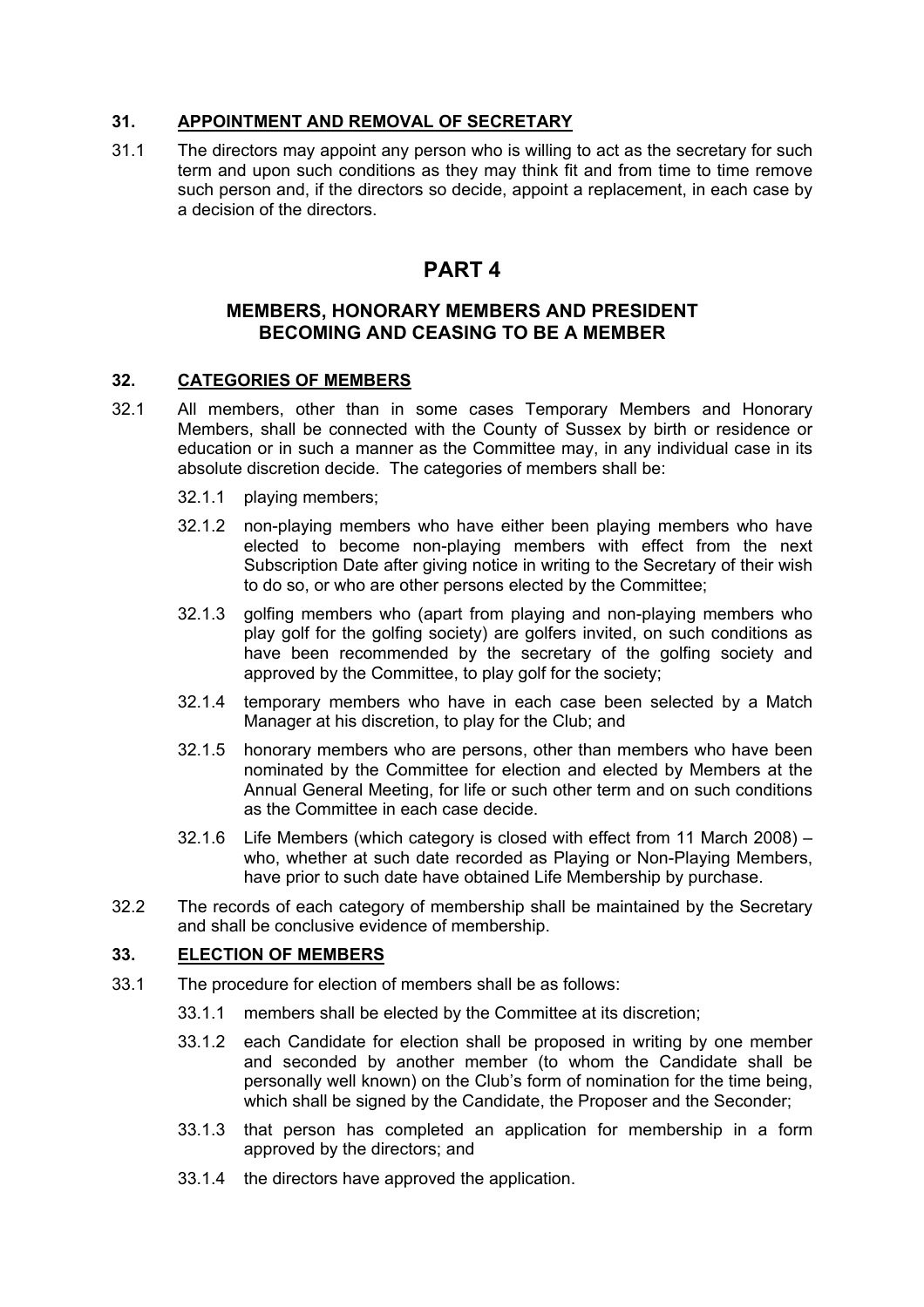## 31. APPOINTMENT AND REMOVAL OF SECRETARY

31.1 The directors may appoint any person who is willing to act as the secretary for such term and upon such conditions as they may think fit and from time to time remove such person and, if the directors so decide, appoint a replacement, in each case by a decision of the directors.

# PART 4

## MEMBERS, HONORARY MEMBERS AND PRESIDENT BECOMING AND CEASING TO BE A MEMBER

## 32. CATEGORIES OF MEMBERS

32.1 All members, other than in some cases Temporary Members and Honorary Members, shall be connected with the County of Sussex by birth or residence or education or in such a manner as the Committee may, in any individual case in its absolute discretion decide. The categories of members shall be:

32.1.1 playing members;

32.1.2 non-playing members who have either been playing members who have elected to become non-playing members with effect from the next Subscription Date after giving notice in writing to the Secretary of their wish to do so, or who are other persons elected by the Committee;

32.1.3 golfing members who (apart from playing and non-playing members who play golf for the golfing society) are golfers invited, on such conditions as have been recommended by the secretary of the golfing society and approved by the Committee, to play golf for the society;

32.1.4 temporary members who have in each case been selected by a Match Manager at his discretion, to play for the Club; and

32.1.5 honorary members who are persons, other than members who have been nominated by the Committee for election and elected by Members at the Annual General Meeting, for life or such other term and on such conditions as the Committee in each case decide.

32.1.6 Life Members (which category is closed with effect from 11 March 2008) – who, whether at such date recorded as Playing or Non-Playing Members, have prior to such date have obtained Life Membership by purchase.

32.2 The records of each category of membership shall be maintained by the Secretary and shall be conclusive evidence of membership.

## 33. ELECTION OF MEMBERS

33.1 The procedure for election of members shall be as follows:

33.1.1 members shall be elected by the Committee at its discretion;

33.1.2 each Candidate for election shall be proposed in writing by one member and seconded by another member (to whom the Candidate shall be personally well known) on the Club's form of nomination for the time being, which shall be signed by the Candidate, the Proposer and the Seconder;

33.1.3 that person has completed an application for membership in a form approved by the directors; and

33.1.4 the directors have approved the application.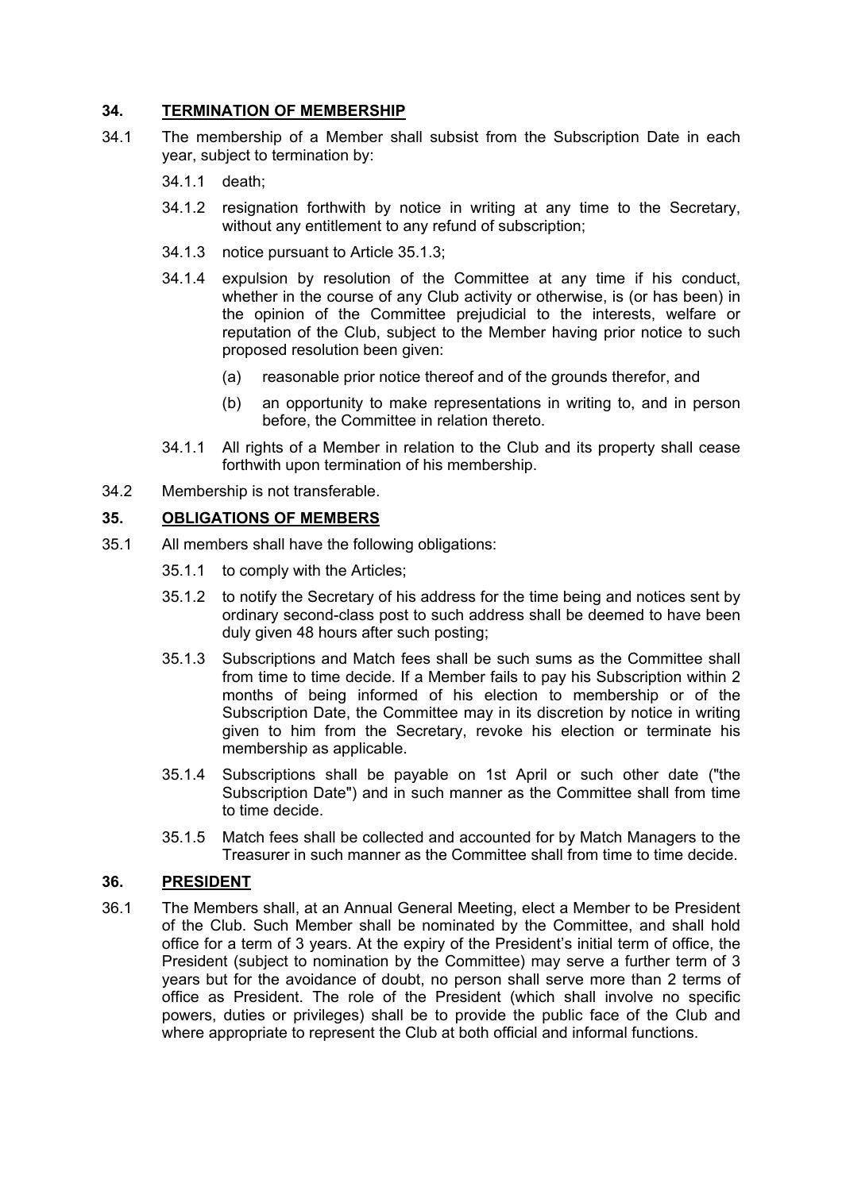## 34. TERMINATION OF MEMBERSHIP

34.1 The membership of a Member shall subsist from the Subscription Date in each year, subject to termination by:

34.1.1 death;

34.1.2 resignation forthwith by notice in writing at any time to the Secretary, without any entitlement to any refund of subscription;

34.1.3 notice pursuant to Article 35.1.3;

34.1.4 expulsion by resolution of the Committee at any time if his conduct, whether in the course of any Club activity or otherwise, is (or has been) in the opinion of the Committee prejudicial to the interests, welfare or reputation of the Club, subject to the Member having prior notice to such proposed resolution been given:

(a) reasonable prior notice thereof and of the grounds therefor, and

(b) an opportunity to make representations in writing to, and in person before, the Committee in relation thereto.

34.1.1 All rights of a Member in relation to the Club and its property shall cease forthwith upon termination of his membership.

34.2 Membership is not transferable.

## 35. OBLIGATIONS OF MEMBERS

35.1 All members shall have the following obligations:

35.1.1 to comply with the Articles;

35.1.2 to notify the Secretary of his address for the time being and notices sent by ordinary second-class post to such address shall be deemed to have been duly given 48 hours after such posting;

35.1.3 Subscriptions and Match fees shall be such sums as the Committee shall from time to time decide. If a Member fails to pay his Subscription within 2 months of being informed of his election to membership or of the Subscription Date, the Committee may in its discretion by notice in writing given to him from the Secretary, revoke his election or terminate his membership as applicable.

35.1.4 Subscriptions shall be payable on 1st April or such other date ("the Subscription Date") and in such manner as the Committee shall from time to time decide.

35.1.5 Match fees shall be collected and accounted for by Match Managers to the Treasurer in such manner as the Committee shall from time to time decide.

## 36. PRESIDENT

36.1 The Members shall, at an Annual General Meeting, elect a Member to be President of the Club. Such Member shall be nominated by the Committee, and shall hold office for a term of 3 years. At the expiry of the President's initial term of office, the President (subject to nomination by the Committee) may serve a further term of 3 years but for the avoidance of doubt, no person shall serve more than 2 terms of office as President. The role of the President (which shall involve no specific powers, duties or privileges) shall be to provide the public face of the Club and where appropriate to represent the Club at both official and informal functions.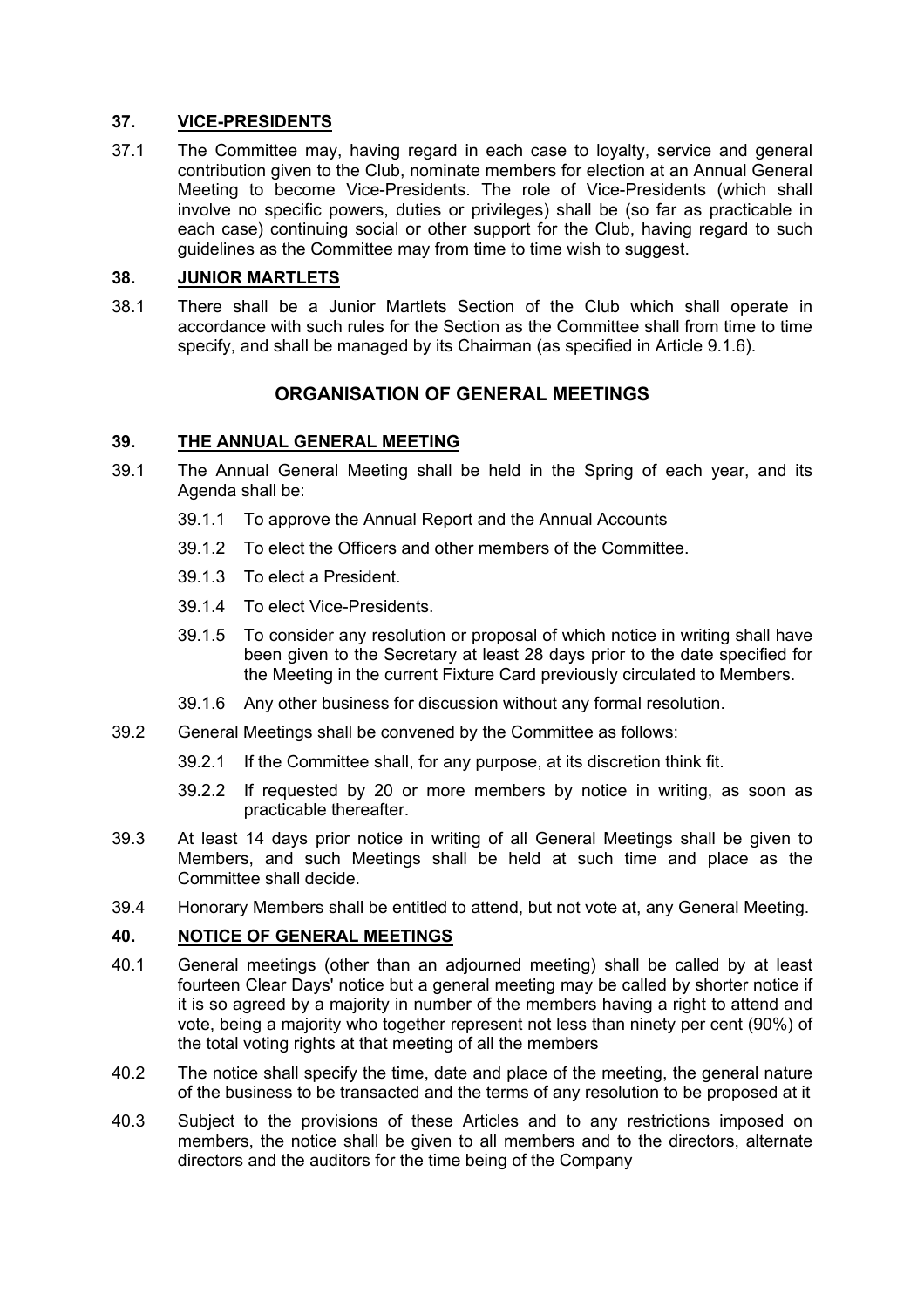## 37. VICE-PRESIDENTS

37.1 The Committee may, having regard in each case to loyalty, service and general contribution given to the Club, nominate members for election at an Annual General Meeting to become Vice-Presidents. The role of Vice-Presidents (which shall involve no specific powers, duties or privileges) shall be (so far as practicable in each case) continuing social or other support for the Club, having regard to such guidelines as the Committee may from time to time wish to suggest.

## 38. JUNIOR MARTLETS

38.1 There shall be a Junior Martlets Section of the Club which shall operate in accordance with such rules for the Section as the Committee shall from time to time specify, and shall be managed by its Chairman (as specified in Article 9.1.6).

# ORGANISATION OF GENERAL MEETINGS

## 39. THE ANNUAL GENERAL MEETING

39.1 The Annual General Meeting shall be held in the Spring of each year, and its Agenda shall be:

- 39.1.1 To approve the Annual Report and the Annual Accounts
- 39.1.2 To elect the Officers and other members of the Committee.
- 39.1.3 To elect a President.
- 39.1.4 To elect Vice-Presidents.
- 39.1.5 To consider any resolution or proposal of which notice in writing shall have been given to the Secretary at least 28 days prior to the date specified for the Meeting in the current Fixture Card previously circulated to Members.
- 39.1.6 Any other business for discussion without any formal resolution.

39.2 General Meetings shall be convened by the Committee as follows:

- 39.2.1 If the Committee shall, for any purpose, at its discretion think fit.
- 39.2.2 If requested by 20 or more members by notice in writing, as soon as practicable thereafter.

39.3 At least 14 days prior notice in writing of all General Meetings shall be given to Members, and such Meetings shall be held at such time and place as the Committee shall decide.

39.4 Honorary Members shall be entitled to attend, but not vote at, any General Meeting.

## 40. NOTICE OF GENERAL MEETINGS

40.1 General meetings (other than an adjourned meeting) shall be called by at least fourteen Clear Days' notice but a general meeting may be called by shorter notice if it is so agreed by a majority in number of the members having a right to attend and vote, being a majority who together represent not less than ninety per cent (90%) of the total voting rights at that meeting of all the members

40.2 The notice shall specify the time, date and place of the meeting, the general nature of the business to be transacted and the terms of any resolution to be proposed at it

40.3 Subject to the provisions of these Articles and to any restrictions imposed on members, the notice shall be given to all members and to the directors, alternate directors and the auditors for the time being of the Company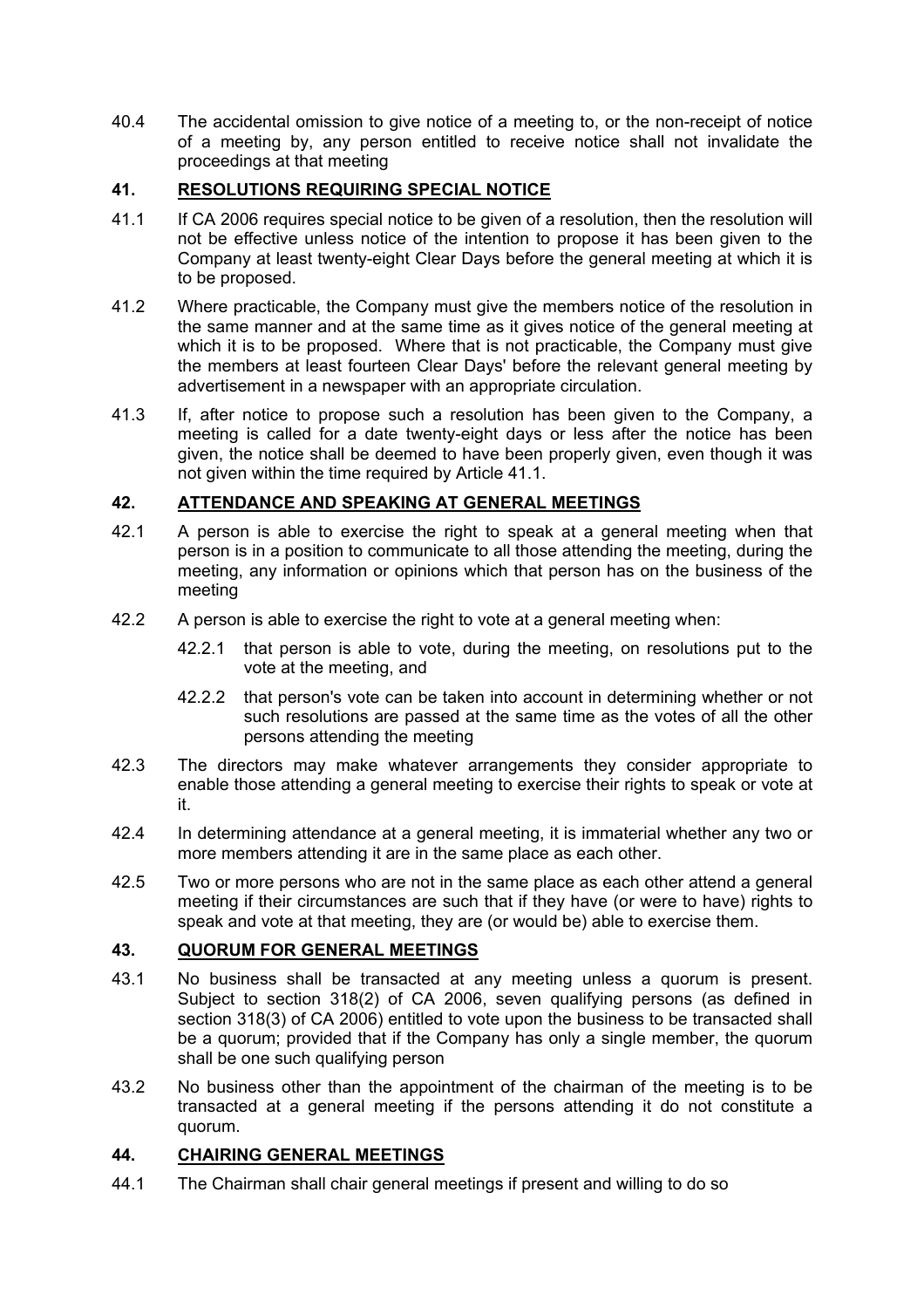40.4 The accidental omission to give notice of a meeting to, or the non-receipt of notice of a meeting by, any person entitled to receive notice shall not invalidate the proceedings at that meeting

## 41. RESOLUTIONS REQUIRING SPECIAL NOTICE

41.1 If CA 2006 requires special notice to be given of a resolution, then the resolution will not be effective unless notice of the intention to propose it has been given to the Company at least twenty-eight Clear Days before the general meeting at which it is to be proposed.

41.2 Where practicable, the Company must give the members notice of the resolution in the same manner and at the same time as it gives notice of the general meeting at which it is to be proposed. Where that is not practicable, the Company must give the members at least fourteen Clear Days' before the relevant general meeting by advertisement in a newspaper with an appropriate circulation.

41.3 If, after notice to propose such a resolution has been given to the Company, a meeting is called for a date twenty-eight days or less after the notice has been given, the notice shall be deemed to have been properly given, even though it was not given within the time required by Article 41.1.

## 42. ATTENDANCE AND SPEAKING AT GENERAL MEETINGS

42.1 A person is able to exercise the right to speak at a general meeting when that person is in a position to communicate to all those attending the meeting, during the meeting, any information or opinions which that person has on the business of the meeting

42.2 A person is able to exercise the right to vote at a general meeting when:

42.2.1 that person is able to vote, during the meeting, on resolutions put to the vote at the meeting, and

42.2.2 that person's vote can be taken into account in determining whether or not such resolutions are passed at the same time as the votes of all the other persons attending the meeting

42.3 The directors may make whatever arrangements they consider appropriate to enable those attending a general meeting to exercise their rights to speak or vote at it.

42.4 In determining attendance at a general meeting, it is immaterial whether any two or more members attending it are in the same place as each other.

42.5 Two or more persons who are not in the same place as each other attend a general meeting if their circumstances are such that if they have (or were to have) rights to speak and vote at that meeting, they are (or would be) able to exercise them.

## 43. QUORUM FOR GENERAL MEETINGS

43.1 No business shall be transacted at any meeting unless a quorum is present. Subject to section 318(2) of CA 2006, seven qualifying persons (as defined in section 318(3) of CA 2006) entitled to vote upon the business to be transacted shall be a quorum; provided that if the Company has only a single member, the quorum shall be one such qualifying person

43.2 No business other than the appointment of the chairman of the meeting is to be transacted at a general meeting if the persons attending it do not constitute a quorum.

## 44. CHAIRING GENERAL MEETINGS

44.1 The Chairman shall chair general meetings if present and willing to do so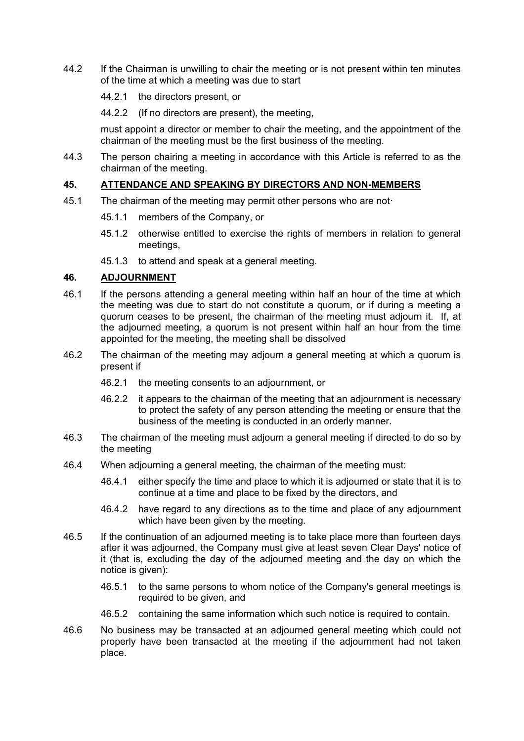44.2 If the Chairman is unwilling to chair the meeting or is not present within ten minutes of the time at which a meeting was due to start

44.2.1 the directors present, or

44.2.2 (If no directors are present), the meeting,

must appoint a director or member to chair the meeting, and the appointment of the chairman of the meeting must be the first business of the meeting.

44.3 The person chairing a meeting in accordance with this Article is referred to as the chairman of the meeting.

## 45. ATTENDANCE AND SPEAKING BY DIRECTORS AND NON-MEMBERS

45.1 The chairman of the meeting may permit other persons who are not·

45.1.1 members of the Company, or

45.1.2 otherwise entitled to exercise the rights of members in relation to general meetings,

45.1.3 to attend and speak at a general meeting.

## 46. ADJOURNMENT

46.1 If the persons attending a general meeting within half an hour of the time at which the meeting was due to start do not constitute a quorum, or if during a meeting a quorum ceases to be present, the chairman of the meeting must adjourn it. If, at the adjourned meeting, a quorum is not present within half an hour from the time appointed for the meeting, the meeting shall be dissolved

46.2 The chairman of the meeting may adjourn a general meeting at which a quorum is present if

46.2.1 the meeting consents to an adjournment, or

46.2.2 it appears to the chairman of the meeting that an adjournment is necessary to protect the safety of any person attending the meeting or ensure that the business of the meeting is conducted in an orderly manner.

46.3 The chairman of the meeting must adjourn a general meeting if directed to do so by the meeting

46.4 When adjourning a general meeting, the chairman of the meeting must:

46.4.1 either specify the time and place to which it is adjourned or state that it is to continue at a time and place to be fixed by the directors, and

46.4.2 have regard to any directions as to the time and place of any adjournment which have been given by the meeting.

46.5 If the continuation of an adjourned meeting is to take place more than fourteen days after it was adjourned, the Company must give at least seven Clear Days' notice of it (that is, excluding the day of the adjourned meeting and the day on which the notice is given):

46.5.1 to the same persons to whom notice of the Company's general meetings is required to be given, and

46.5.2 containing the same information which such notice is required to contain.

46.6 No business may be transacted at an adjourned general meeting which could not properly have been transacted at the meeting if the adjournment had not taken place.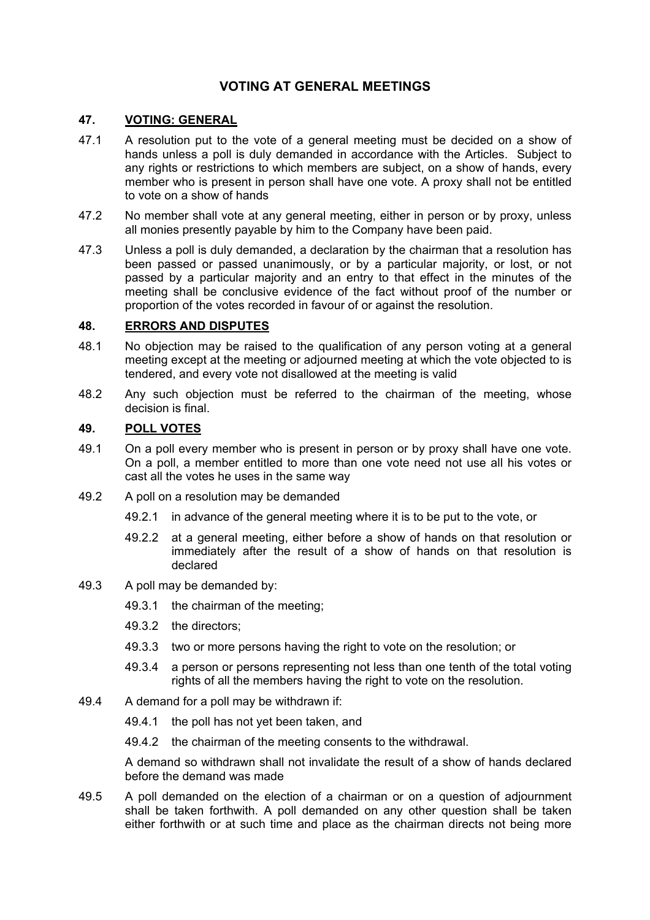## VOTING AT GENERAL MEETINGS

### 47. VOTING: GENERAL

47.1 A resolution put to the vote of a general meeting must be decided on a show of hands unless a poll is duly demanded in accordance with the Articles. Subject to any rights or restrictions to which members are subject, on a show of hands, every member who is present in person shall have one vote. A proxy shall not be entitled to vote on a show of hands

47.2 No member shall vote at any general meeting, either in person or by proxy, unless all monies presently payable by him to the Company have been paid.

47.3 Unless a poll is duly demanded, a declaration by the chairman that a resolution has been passed or passed unanimously, or by a particular majority, or lost, or not passed by a particular majority and an entry to that effect in the minutes of the meeting shall be conclusive evidence of the fact without proof of the number or proportion of the votes recorded in favour of or against the resolution.

### 48. ERRORS AND DISPUTES

48.1 No objection may be raised to the qualification of any person voting at a general meeting except at the meeting or adjourned meeting at which the vote objected to is tendered, and every vote not disallowed at the meeting is valid

48.2 Any such objection must be referred to the chairman of the meeting, whose decision is final.

### 49. POLL VOTES

49.1 On a poll every member who is present in person or by proxy shall have one vote. On a poll, a member entitled to more than one vote need not use all his votes or cast all the votes he uses in the same way

49.2 A poll on a resolution may be demanded

- 49.2.1 in advance of the general meeting where it is to be put to the vote, or
- 49.2.2 at a general meeting, either before a show of hands on that resolution or immediately after the result of a show of hands on that resolution is declared

49.3 A poll may be demanded by:

- 49.3.1 the chairman of the meeting;
- 49.3.2 the directors;
- 49.3.3 two or more persons having the right to vote on the resolution; or
- 49.3.4 a person or persons representing not less than one tenth of the total voting rights of all the members having the right to vote on the resolution.

49.4 A demand for a poll may be withdrawn if:

- 49.4.1 the poll has not yet been taken, and
- 49.4.2 the chairman of the meeting consents to the withdrawal.

A demand so withdrawn shall not invalidate the result of a show of hands declared before the demand was made

49.5 A poll demanded on the election of a chairman or on a question of adjournment shall be taken forthwith. A poll demanded on any other question shall be taken either forthwith or at such time and place as the chairman directs not being more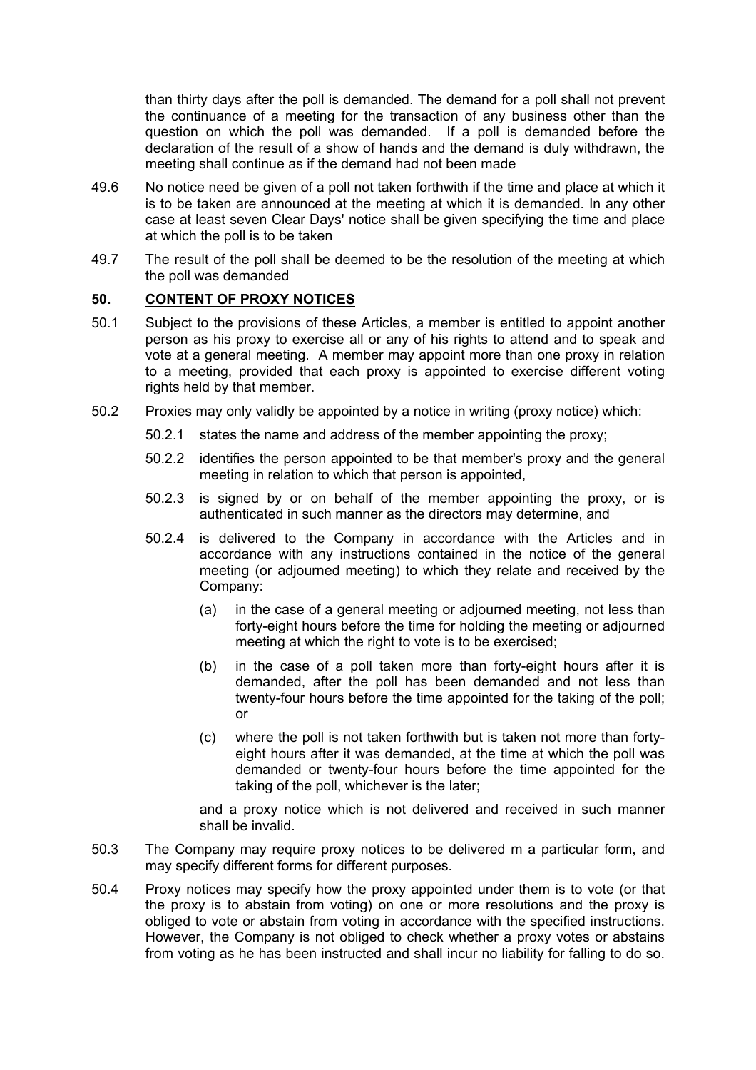than thirty days after the poll is demanded. The demand for a poll shall not prevent the continuance of a meeting for the transaction of any business other than the question on which the poll was demanded. If a poll is demanded before the declaration of the result of a show of hands and the demand is duly withdrawn, the meeting shall continue as if the demand had not been made

49.6 No notice need be given of a poll not taken forthwith if the time and place at which it is to be taken are announced at the meeting at which it is demanded. In any other case at least seven Clear Days' notice shall be given specifying the time and place at which the poll is to be taken

49.7 The result of the poll shall be deemed to be the resolution of the meeting at which the poll was demanded

## 50. CONTENT OF PROXY NOTICES

50.1 Subject to the provisions of these Articles, a member is entitled to appoint another person as his proxy to exercise all or any of his rights to attend and to speak and vote at a general meeting. A member may appoint more than one proxy in relation to a meeting, provided that each proxy is appointed to exercise different voting rights held by that member.

50.2 Proxies may only validly be appointed by a notice in writing (proxy notice) which:

50.2.1 states the name and address of the member appointing the proxy;

50.2.2 identifies the person appointed to be that member's proxy and the general meeting in relation to which that person is appointed,

50.2.3 is signed by or on behalf of the member appointing the proxy, or is authenticated in such manner as the directors may determine, and

50.2.4 is delivered to the Company in accordance with the Articles and in accordance with any instructions contained in the notice of the general meeting (or adjourned meeting) to which they relate and received by the Company:

(a) in the case of a general meeting or adjourned meeting, not less than forty-eight hours before the time for holding the meeting or adjourned meeting at which the right to vote is to be exercised;

(b) in the case of a poll taken more than forty-eight hours after it is demanded, after the poll has been demanded and not less than twenty-four hours before the time appointed for the taking of the poll; or

(c) where the poll is not taken forthwith but is taken not more than forty-eight hours after it was demanded, at the time at which the poll was demanded or twenty-four hours before the time appointed for the taking of the poll, whichever is the later;

and a proxy notice which is not delivered and received in such manner shall be invalid.

50.3 The Company may require proxy notices to be delivered m a particular form, and may specify different forms for different purposes.

50.4 Proxy notices may specify how the proxy appointed under them is to vote (or that the proxy is to abstain from voting) on one or more resolutions and the proxy is obliged to vote or abstain from voting in accordance with the specified instructions. However, the Company is not obliged to check whether a proxy votes or abstains from voting as he has been instructed and shall incur no liability for falling to do so.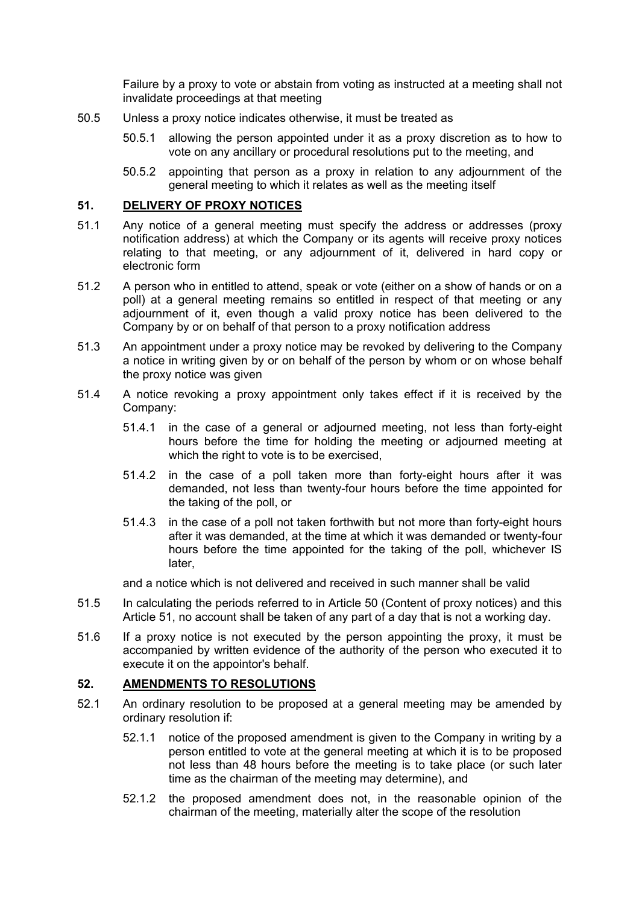Failure by a proxy to vote or abstain from voting as instructed at a meeting shall not invalidate proceedings at that meeting

50.5 Unless a proxy notice indicates otherwise, it must be treated as

50.5.1 allowing the person appointed under it as a proxy discretion as to how to vote on any ancillary or procedural resolutions put to the meeting, and

50.5.2 appointing that person as a proxy in relation to any adjournment of the general meeting to which it relates as well as the meeting itself

## 51. DELIVERY OF PROXY NOTICES

51.1 Any notice of a general meeting must specify the address or addresses (proxy notification address) at which the Company or its agents will receive proxy notices relating to that meeting, or any adjournment of it, delivered in hard copy or electronic form

51.2 A person who in entitled to attend, speak or vote (either on a show of hands or on a poll) at a general meeting remains so entitled in respect of that meeting or any adjournment of it, even though a valid proxy notice has been delivered to the Company by or on behalf of that person to a proxy notification address

51.3 An appointment under a proxy notice may be revoked by delivering to the Company a notice in writing given by or on behalf of the person by whom or on whose behalf the proxy notice was given

51.4 A notice revoking a proxy appointment only takes effect if it is received by the Company:

51.4.1 in the case of a general or adjourned meeting, not less than forty-eight hours before the time for holding the meeting or adjourned meeting at which the right to vote is to be exercised,

51.4.2 in the case of a poll taken more than forty-eight hours after it was demanded, not less than twenty-four hours before the time appointed for the taking of the poll, or

51.4.3 in the case of a poll not taken forthwith but not more than forty-eight hours after it was demanded, at the time at which it was demanded or twenty-four hours before the time appointed for the taking of the poll, whichever IS later,

and a notice which is not delivered and received in such manner shall be valid

51.5 In calculating the periods referred to in Article 50 (Content of proxy notices) and this Article 51, no account shall be taken of any part of a day that is not a working day.

51.6 If a proxy notice is not executed by the person appointing the proxy, it must be accompanied by written evidence of the authority of the person who executed it to execute it on the appointor's behalf.

## 52. AMENDMENTS TO RESOLUTIONS

52.1 An ordinary resolution to be proposed at a general meeting may be amended by ordinary resolution if:

52.1.1 notice of the proposed amendment is given to the Company in writing by a person entitled to vote at the general meeting at which it is to be proposed not less than 48 hours before the meeting is to take place (or such later time as the chairman of the meeting may determine), and

52.1.2 the proposed amendment does not, in the reasonable opinion of the chairman of the meeting, materially alter the scope of the resolution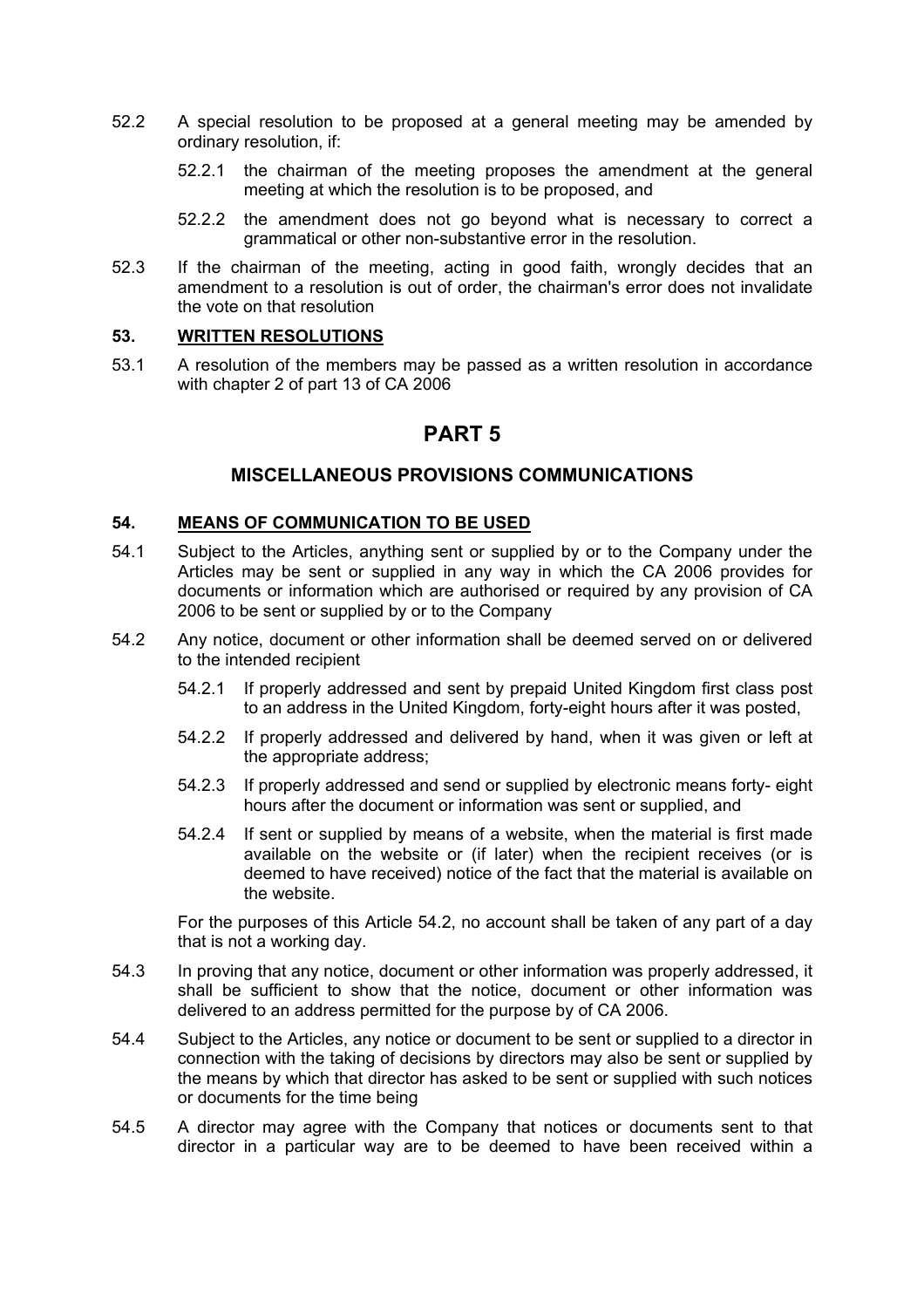52.2 A special resolution to be proposed at a general meeting may be amended by ordinary resolution, if:

52.2.1 the chairman of the meeting proposes the amendment at the general meeting at which the resolution is to be proposed, and

52.2.2 the amendment does not go beyond what is necessary to correct a grammatical or other non-substantive error in the resolution.

52.3 If the chairman of the meeting, acting in good faith, wrongly decides that an amendment to a resolution is out of order, the chairman's error does not invalidate the vote on that resolution

### 53. WRITTEN RESOLUTIONS

53.1 A resolution of the members may be passed as a written resolution in accordance with chapter 2 of part 13 of CA 2006

# PART 5

## MISCELLANEOUS PROVISIONS COMMUNICATIONS

### 54. MEANS OF COMMUNICATION TO BE USED

54.1 Subject to the Articles, anything sent or supplied by or to the Company under the Articles may be sent or supplied in any way in which the CA 2006 provides for documents or information which are authorised or required by any provision of CA 2006 to be sent or supplied by or to the Company

54.2 Any notice, document or other information shall be deemed served on or delivered to the intended recipient

54.2.1 If properly addressed and sent by prepaid United Kingdom first class post to an address in the United Kingdom, forty-eight hours after it was posted,

54.2.2 If properly addressed and delivered by hand, when it was given or left at the appropriate address;

54.2.3 If properly addressed and send or supplied by electronic means forty- eight hours after the document or information was sent or supplied, and

54.2.4 If sent or supplied by means of a website, when the material is first made available on the website or (if later) when the recipient receives (or is deemed to have received) notice of the fact that the material is available on the website.

For the purposes of this Article 54.2, no account shall be taken of any part of a day that is not a working day.

54.3 In proving that any notice, document or other information was properly addressed, it shall be sufficient to show that the notice, document or other information was delivered to an address permitted for the purpose by of CA 2006.

54.4 Subject to the Articles, any notice or document to be sent or supplied to a director in connection with the taking of decisions by directors may also be sent or supplied by the means by which that director has asked to be sent or supplied with such notices or documents for the time being

54.5 A director may agree with the Company that notices or documents sent to that director in a particular way are to be deemed to have been received within a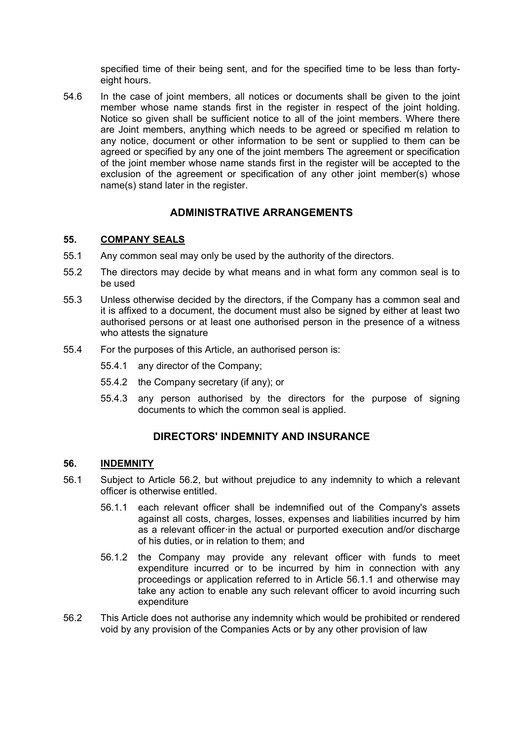specified time of their being sent, and for the specified time to be less than forty-eight hours.

54.6 In the case of joint members, all notices or documents shall be given to the joint member whose name stands first in the register in respect of the joint holding. Notice so given shall be sufficient notice to all of the joint members. Where there are Joint members, anything which needs to be agreed or specified m relation to any notice, document or other information to be sent or supplied to them can be agreed or specified by any one of the joint members The agreement or specification of the joint member whose name stands first in the register will be accepted to the exclusion of the agreement or specification of any other joint member(s) whose name(s) stand later in the register.

## ADMINISTRATIVE ARRANGEMENTS

### 55. COMPANY SEALS

55.1 Any common seal may only be used by the authority of the directors.

55.2 The directors may decide by what means and in what form any common seal is to be used

55.3 Unless otherwise decided by the directors, if the Company has a common seal and it is affixed to a document, the document must also be signed by either at least two authorised persons or at least one authorised person in the presence of a witness who attests the signature

55.4 For the purposes of this Article, an authorised person is:

55.4.1 any director of the Company;

55.4.2 the Company secretary (if any); or

55.4.3 any person authorised by the directors for the purpose of signing documents to which the common seal is applied.

## DIRECTORS' INDEMNITY AND INSURANCE

### 56. INDEMNITY

56.1 Subject to Article 56.2, but without prejudice to any indemnity to which a relevant officer is otherwise entitled.

56.1.1 each relevant officer shall be indemnified out of the Company's assets against all costs, charges, losses, expenses and liabilities incurred by him as a relevant officer·in the actual or purported execution and/or discharge of his duties, or in relation to them; and

56.1.2 the Company may provide any relevant officer with funds to meet expenditure incurred or to be incurred by him in connection with any proceedings or application referred to in Article 56.1.1 and otherwise may take any action to enable any such relevant officer to avoid incurring such expenditure

56.2 This Article does not authorise any indemnity which would be prohibited or rendered void by any provision of the Companies Acts or by any other provision of law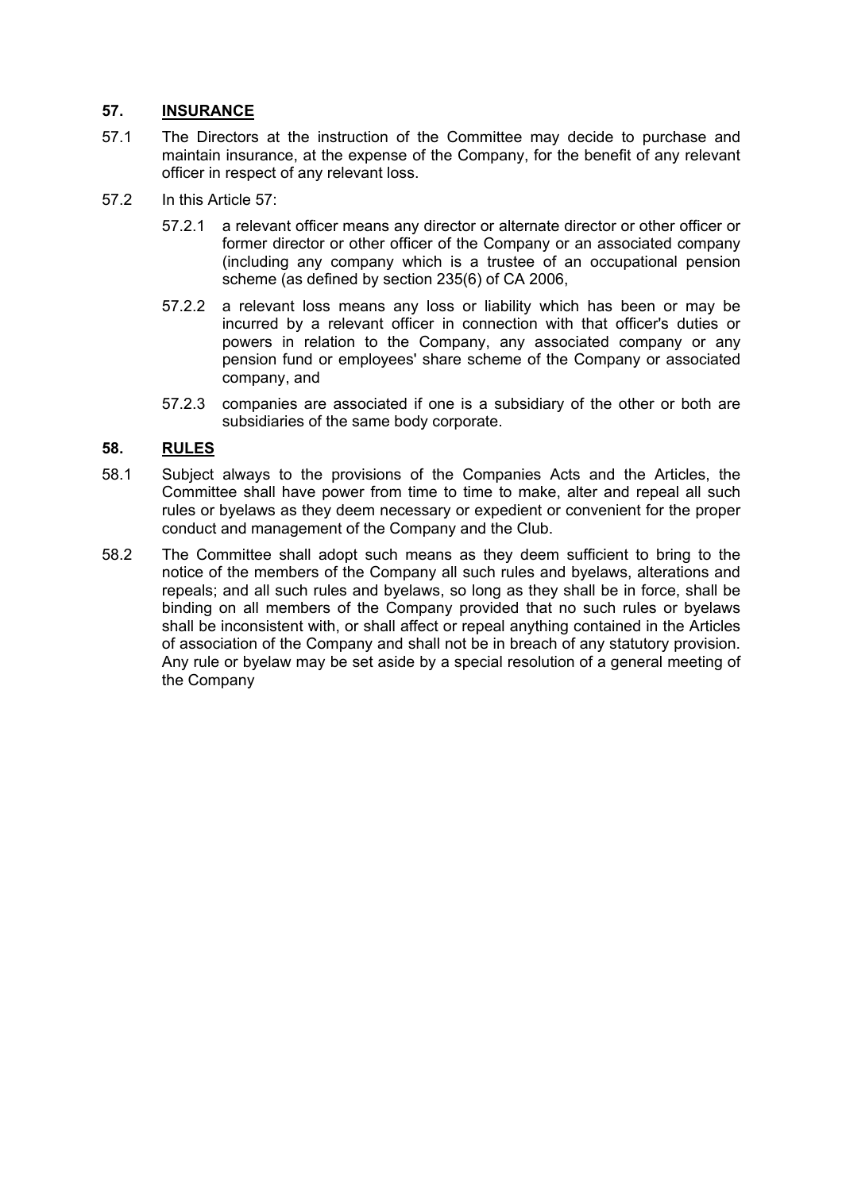## 57. <u>INSURANCE</u>

57.1 The Directors at the instruction of the Committee may decide to purchase and maintain insurance, at the expense of the Company, for the benefit of any relevant officer in respect of any relevant loss.

57.2 In this Article 57:

57.2.1 a relevant officer means any director or alternate director or other officer or former director or other officer of the Company or an associated company (including any company which is a trustee of an occupational pension scheme (as defined by section 235(6) of CA 2006,

57.2.2 a relevant loss means any loss or liability which has been or may be incurred by a relevant officer in connection with that officer's duties or powers in relation to the Company, any associated company or any pension fund or employees' share scheme of the Company or associated company, and

57.2.3 companies are associated if one is a subsidiary of the other or both are subsidiaries of the same body corporate.

## 58. <u>RULES</u>

58.1 Subject always to the provisions of the Companies Acts and the Articles, the Committee shall have power from time to time to make, alter and repeal all such rules or byelaws as they deem necessary or expedient or convenient for the proper conduct and management of the Company and the Club.

58.2 The Committee shall adopt such means as they deem sufficient to bring to the notice of the members of the Company all such rules and byelaws, alterations and repeals; and all such rules and byelaws, so long as they shall be in force, shall be binding on all members of the Company provided that no such rules or byelaws shall be inconsistent with, or shall affect or repeal anything contained in the Articles of association of the Company and shall not be in breach of any statutory provision. Any rule or byelaw may be set aside by a special resolution of a general meeting of the Company